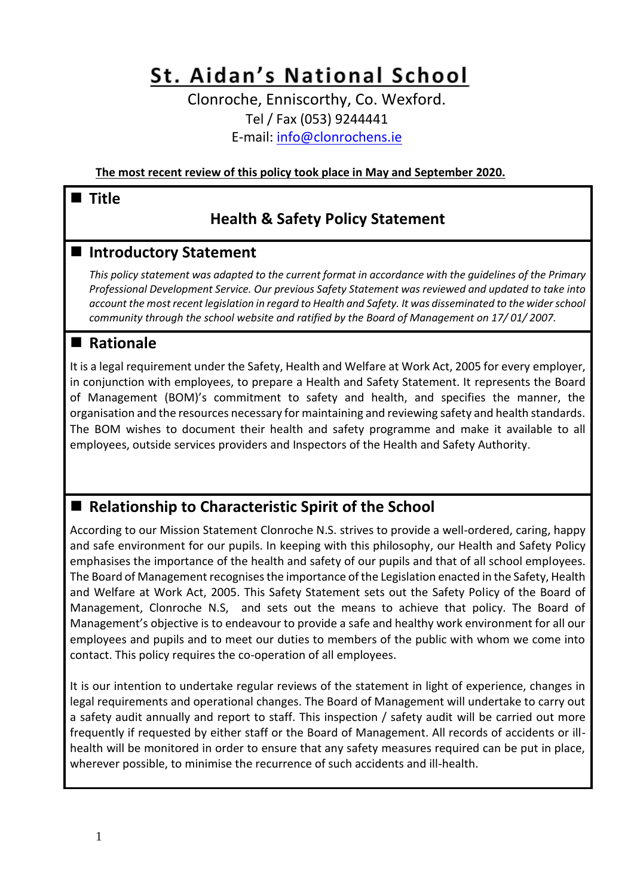# St. Aidan's National School

Clonroche, Enniscorthy, Co. Wexford.
Tel / Fax (053) 9244441
E-mail: info@clonrochens.ie

**The most recent review of this policy took place in May and September 2020.**

## Title

### Health & Safety Policy Statement

## Introductory Statement

*This policy statement was adapted to the current format in accordance with the guidelines of the Primary Professional Development Service. Our previous Safety Statement was reviewed and updated to take into account the most recent legislation in regard to Health and Safety. It was disseminated to the wider school community through the school website and ratified by the Board of Management on 17/ 01/ 2007.*

## Rationale

It is a legal requirement under the Safety, Health and Welfare at Work Act, 2005 for every employer, in conjunction with employees, to prepare a Health and Safety Statement. It represents the Board of Management (BOM)'s commitment to safety and health, and specifies the manner, the organisation and the resources necessary for maintaining and reviewing safety and health standards. The BOM wishes to document their health and safety programme and make it available to all employees, outside services providers and Inspectors of the Health and Safety Authority.

## Relationship to Characteristic Spirit of the School

According to our Mission Statement Clonroche N.S. strives to provide a well-ordered, caring, happy and safe environment for our pupils. In keeping with this philosophy, our Health and Safety Policy emphasises the importance of the health and safety of our pupils and that of all school employees. The Board of Management recognises the importance of the Legislation enacted in the Safety, Health and Welfare at Work Act, 2005. This Safety Statement sets out the Safety Policy of the Board of Management, Clonroche N.S, and sets out the means to achieve that policy. The Board of Management's objective is to endeavour to provide a safe and healthy work environment for all our employees and pupils and to meet our duties to members of the public with whom we come into contact. This policy requires the co-operation of all employees.

It is our intention to undertake regular reviews of the statement in light of experience, changes in legal requirements and operational changes. The Board of Management will undertake to carry out a safety audit annually and report to staff. This inspection / safety audit will be carried out more frequently if requested by either staff or the Board of Management. All records of accidents or ill-health will be monitored in order to ensure that any safety measures required can be put in place, wherever possible, to minimise the recurrence of such accidents and ill-health.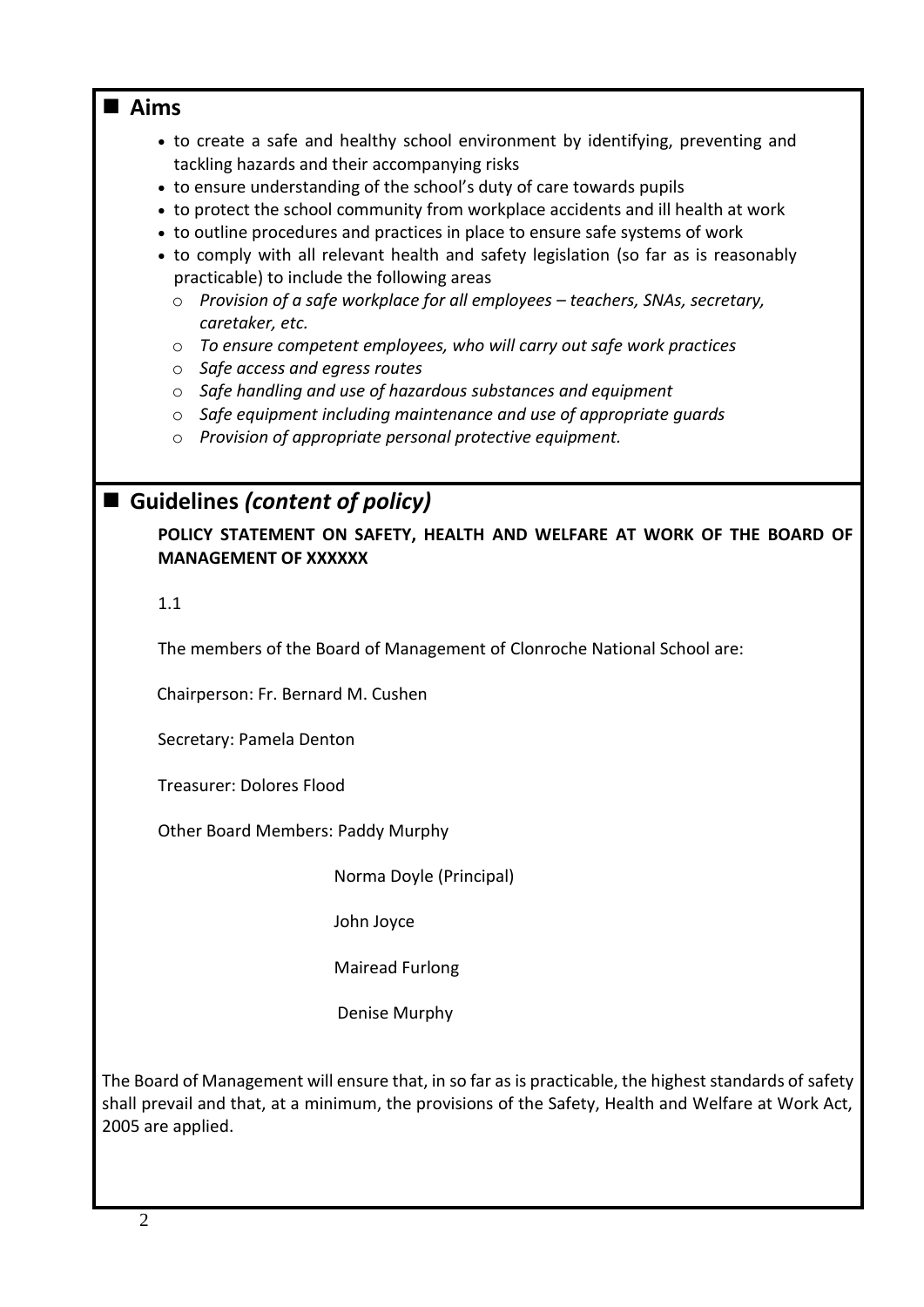## ■ Aims

- to create a safe and healthy school environment by identifying, preventing and tackling hazards and their accompanying risks
- to ensure understanding of the school's duty of care towards pupils
- to protect the school community from workplace accidents and ill health at work
- to outline procedures and practices in place to ensure safe systems of work
- to comply with all relevant health and safety legislation (so far as is reasonably practicable) to include the following areas
  - *Provision of a safe workplace for all employees – teachers, SNAs, secretary, caretaker, etc.*
  - *To ensure competent employees, who will carry out safe work practices*
  - *Safe access and egress routes*
  - *Safe handling and use of hazardous substances and equipment*
  - *Safe equipment including maintenance and use of appropriate guards*
  - *Provision of appropriate personal protective equipment.*

## ■ Guidelines *(content of policy)*

**POLICY STATEMENT ON SAFETY, HEALTH AND WELFARE AT WORK OF THE BOARD OF MANAGEMENT OF XXXXXX**

1.1

The members of the Board of Management of Clonroche National School are:

Chairperson: Fr. Bernard M. Cushen

Secretary: Pamela Denton

Treasurer: Dolores Flood

Other Board Members: Paddy Murphy

Norma Doyle (Principal)

John Joyce

Mairead Furlong

Denise Murphy

The Board of Management will ensure that, in so far as is practicable, the highest standards of safety shall prevail and that, at a minimum, the provisions of the Safety, Health and Welfare at Work Act, 2005 are applied.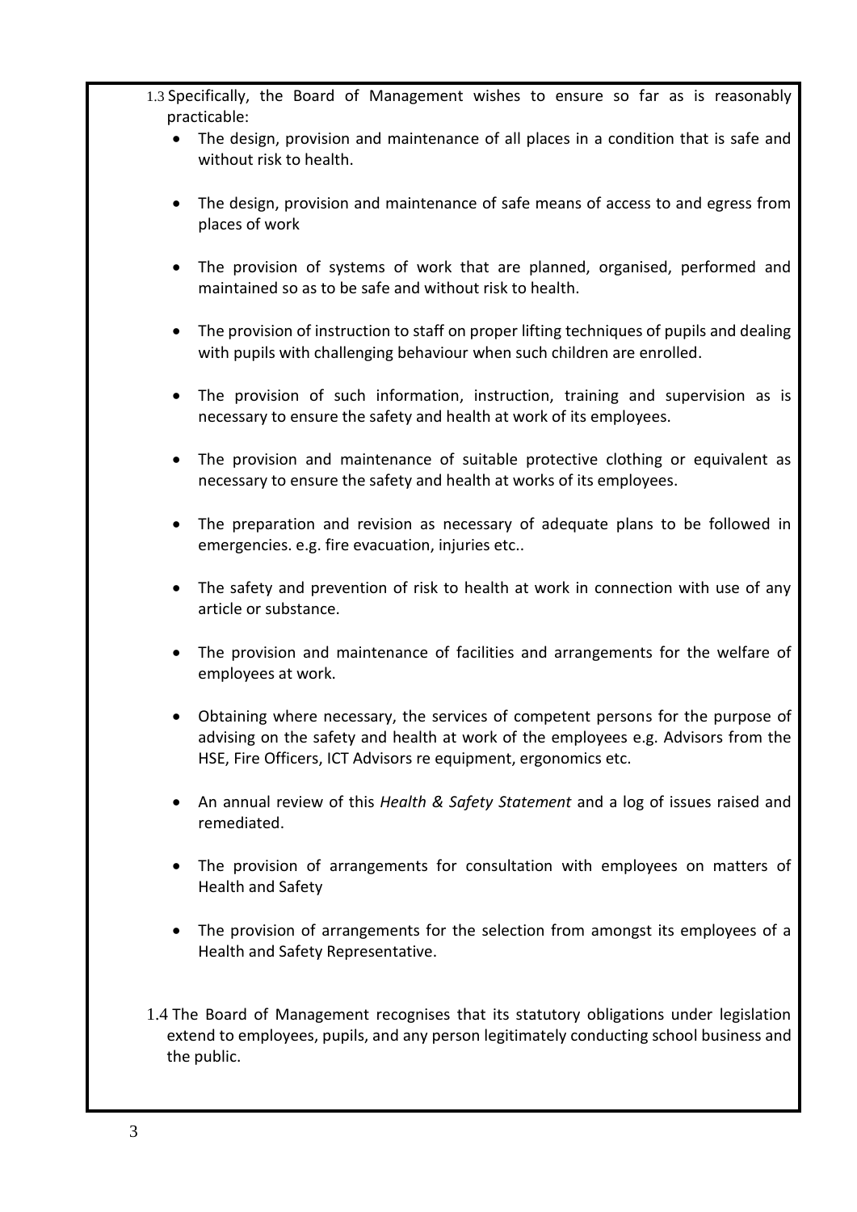1.3 Specifically, the Board of Management wishes to ensure so far as is reasonably practicable:

- The design, provision and maintenance of all places in a condition that is safe and without risk to health.
- The design, provision and maintenance of safe means of access to and egress from places of work
- The provision of systems of work that are planned, organised, performed and maintained so as to be safe and without risk to health.
- The provision of instruction to staff on proper lifting techniques of pupils and dealing with pupils with challenging behaviour when such children are enrolled.
- The provision of such information, instruction, training and supervision as is necessary to ensure the safety and health at work of its employees.
- The provision and maintenance of suitable protective clothing or equivalent as necessary to ensure the safety and health at works of its employees.
- The preparation and revision as necessary of adequate plans to be followed in emergencies. e.g. fire evacuation, injuries etc..
- The safety and prevention of risk to health at work in connection with use of any article or substance.
- The provision and maintenance of facilities and arrangements for the welfare of employees at work.
- Obtaining where necessary, the services of competent persons for the purpose of advising on the safety and health at work of the employees e.g. Advisors from the HSE, Fire Officers, ICT Advisors re equipment, ergonomics etc.
- An annual review of this *Health & Safety Statement* and a log of issues raised and remediated.
- The provision of arrangements for consultation with employees on matters of Health and Safety
- The provision of arrangements for the selection from amongst its employees of a Health and Safety Representative.

1.4 The Board of Management recognises that its statutory obligations under legislation extend to employees, pupils, and any person legitimately conducting school business and the public.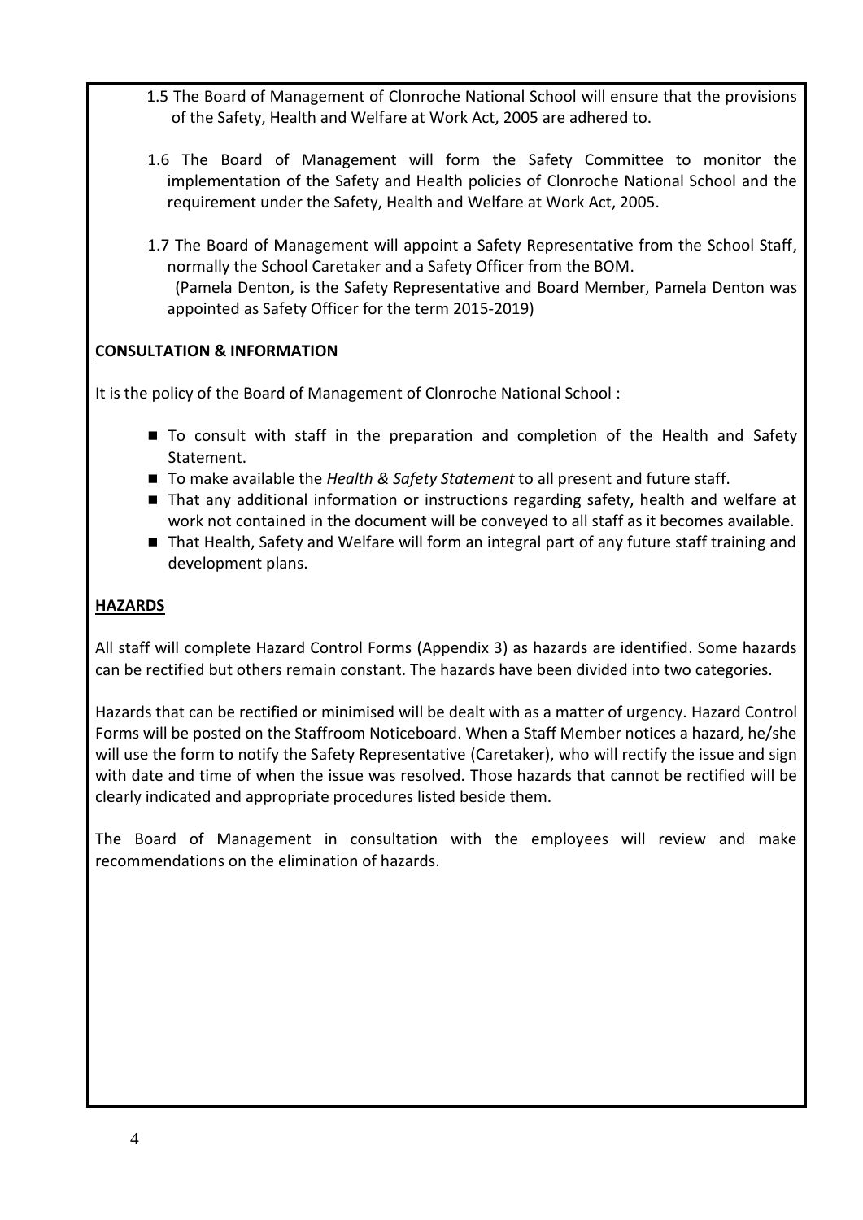1.5 The Board of Management of Clonroche National School will ensure that the provisions of the Safety, Health and Welfare at Work Act, 2005 are adhered to.

1.6 The Board of Management will form the Safety Committee to monitor the implementation of the Safety and Health policies of Clonroche National School and the requirement under the Safety, Health and Welfare at Work Act, 2005.

1.7 The Board of Management will appoint a Safety Representative from the School Staff, normally the School Caretaker and a Safety Officer from the BOM.
(Pamela Denton, is the Safety Representative and Board Member, Pamela Denton was appointed as Safety Officer for the term 2015-2019)

## CONSULTATION & INFORMATION

It is the policy of the Board of Management of Clonroche National School :

- To consult with staff in the preparation and completion of the Health and Safety Statement.
- To make available the *Health & Safety Statement* to all present and future staff.
- That any additional information or instructions regarding safety, health and welfare at work not contained in the document will be conveyed to all staff as it becomes available.
- That Health, Safety and Welfare will form an integral part of any future staff training and development plans.

## HAZARDS

All staff will complete Hazard Control Forms (Appendix 3) as hazards are identified. Some hazards can be rectified but others remain constant. The hazards have been divided into two categories.

Hazards that can be rectified or minimised will be dealt with as a matter of urgency. Hazard Control Forms will be posted on the Staffroom Noticeboard. When a Staff Member notices a hazard, he/she will use the form to notify the Safety Representative (Caretaker), who will rectify the issue and sign with date and time of when the issue was resolved. Those hazards that cannot be rectified will be clearly indicated and appropriate procedures listed beside them.

The Board of Management in consultation with the employees will review and make recommendations on the elimination of hazards.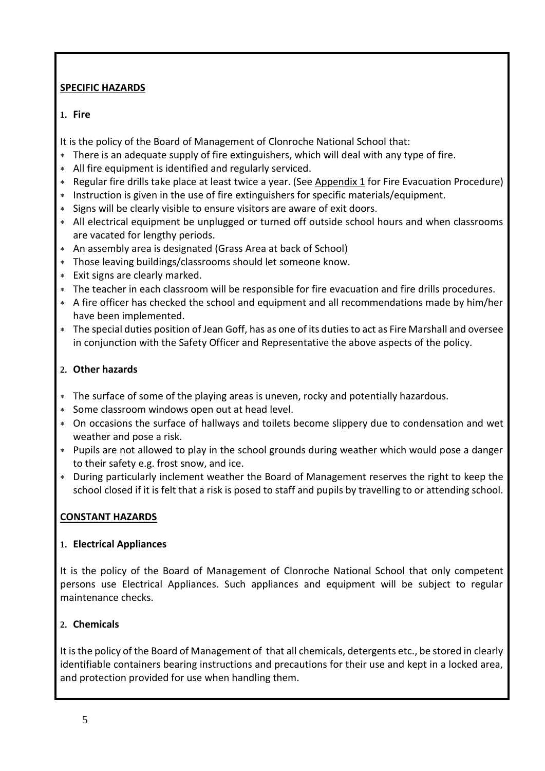## SPECIFIC HAZARDS

### 1. Fire

It is the policy of the Board of Management of Clonroche National School that:

- There is an adequate supply of fire extinguishers, which will deal with any type of fire.
- All fire equipment is identified and regularly serviced.
- Regular fire drills take place at least twice a year. (See Appendix 1 for Fire Evacuation Procedure)
- Instruction is given in the use of fire extinguishers for specific materials/equipment.
- Signs will be clearly visible to ensure visitors are aware of exit doors.
- All electrical equipment be unplugged or turned off outside school hours and when classrooms are vacated for lengthy periods.
- An assembly area is designated (Grass Area at back of School)
- Those leaving buildings/classrooms should let someone know.
- Exit signs are clearly marked.
- The teacher in each classroom will be responsible for fire evacuation and fire drills procedures.
- A fire officer has checked the school and equipment and all recommendations made by him/her have been implemented.
- The special duties position of Jean Goff, has as one of its duties to act as Fire Marshall and oversee in conjunction with the Safety Officer and Representative the above aspects of the policy.

### 2. Other hazards

- The surface of some of the playing areas is uneven, rocky and potentially hazardous.
- Some classroom windows open out at head level.
- On occasions the surface of hallways and toilets become slippery due to condensation and wet weather and pose a risk.
- Pupils are not allowed to play in the school grounds during weather which would pose a danger to their safety e.g. frost snow, and ice.
- During particularly inclement weather the Board of Management reserves the right to keep the school closed if it is felt that a risk is posed to staff and pupils by travelling to or attending school.

## CONSTANT HAZARDS

### 1. Electrical Appliances

It is the policy of the Board of Management of Clonroche National School that only competent persons use Electrical Appliances. Such appliances and equipment will be subject to regular maintenance checks.

### 2. Chemicals

It is the policy of the Board of Management of that all chemicals, detergents etc., be stored in clearly identifiable containers bearing instructions and precautions for their use and kept in a locked area, and protection provided for use when handling them.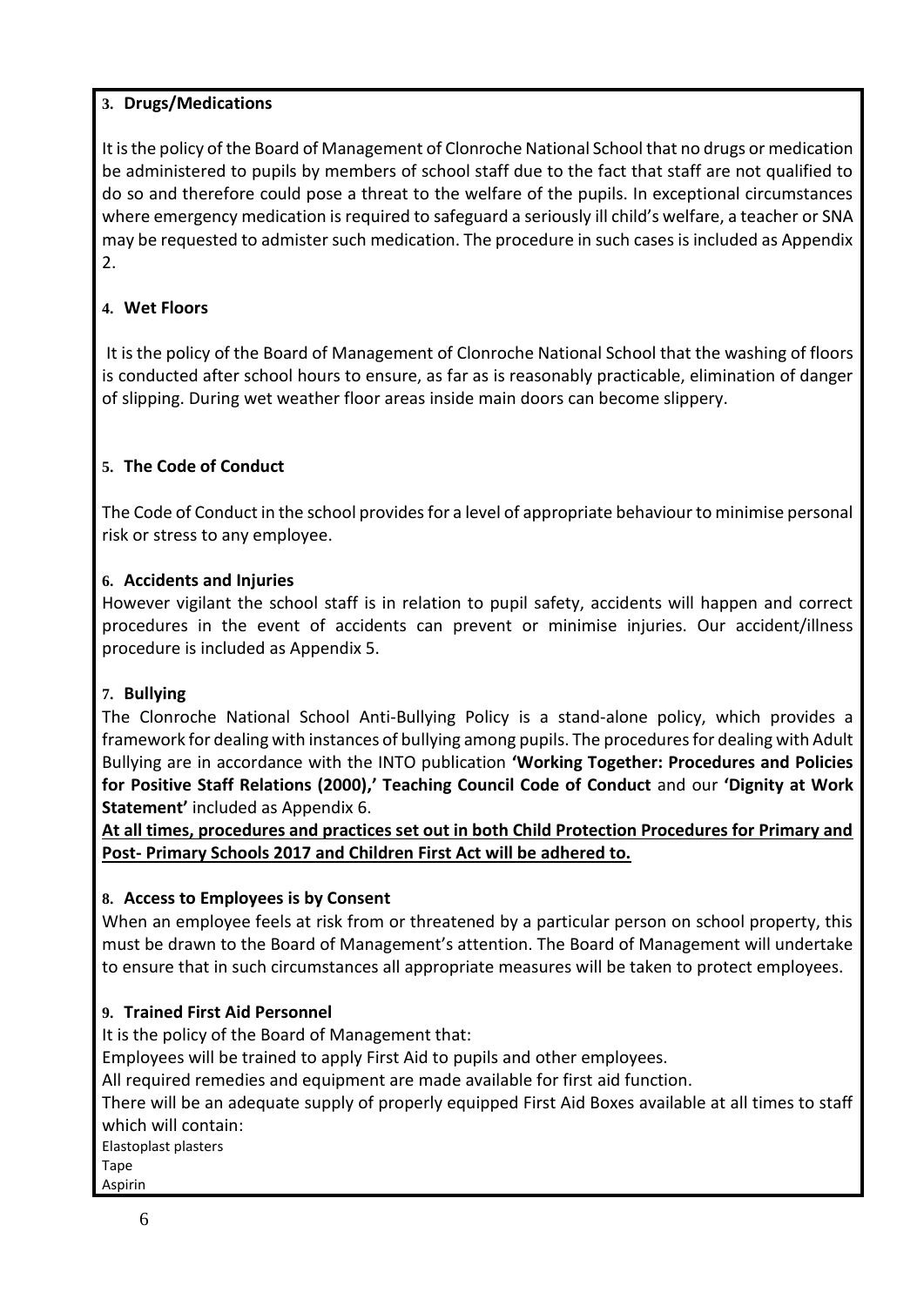### 3. Drugs/Medications

It is the policy of the Board of Management of Clonroche National School that no drugs or medication be administered to pupils by members of school staff due to the fact that staff are not qualified to do so and therefore could pose a threat to the welfare of the pupils. In exceptional circumstances where emergency medication is required to safeguard a seriously ill child's welfare, a teacher or SNA may be requested to admister such medication. The procedure in such cases is included as Appendix 2.

### 4. Wet Floors

It is the policy of the Board of Management of Clonroche National School that the washing of floors is conducted after school hours to ensure, as far as is reasonably practicable, elimination of danger of slipping. During wet weather floor areas inside main doors can become slippery.

### 5. The Code of Conduct

The Code of Conduct in the school provides for a level of appropriate behaviour to minimise personal risk or stress to any employee.

### 6. Accidents and Injuries

However vigilant the school staff is in relation to pupil safety, accidents will happen and correct procedures in the event of accidents can prevent or minimise injuries. Our accident/illness procedure is included as Appendix 5.

### 7. Bullying

The Clonroche National School Anti-Bullying Policy is a stand-alone policy, which provides a framework for dealing with instances of bullying among pupils. The procedures for dealing with Adult Bullying are in accordance with the INTO publication **'Working Together: Procedures and Policies for Positive Staff Relations (2000),' Teaching Council Code of Conduct** and our **'Dignity at Work Statement'** included as Appendix 6.

**At all times, procedures and practices set out in both Child Protection Procedures for Primary and Post- Primary Schools 2017 and Children First Act will be adhered to.**

### 8. Access to Employees is by Consent

When an employee feels at risk from or threatened by a particular person on school property, this must be drawn to the Board of Management's attention. The Board of Management will undertake to ensure that in such circumstances all appropriate measures will be taken to protect employees.

### 9. Trained First Aid Personnel

It is the policy of the Board of Management that:

Employees will be trained to apply First Aid to pupils and other employees.

All required remedies and equipment are made available for first aid function.

There will be an adequate supply of properly equipped First Aid Boxes available at all times to staff which will contain:

Elastoplast plasters
Tape
Aspirin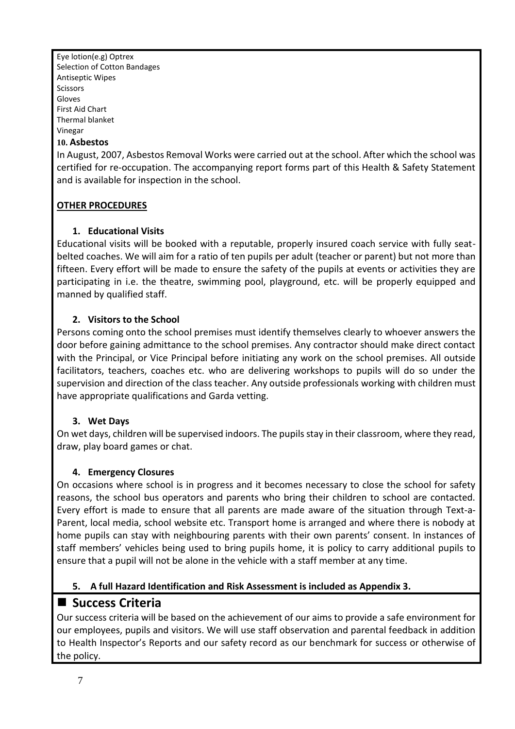Eye lotion(e.g) Optrex
Selection of Cotton Bandages
Antiseptic Wipes
Scissors
Gloves
First Aid Chart
Thermal blanket
Vinegar

**10. Asbestos**

In August, 2007, Asbestos Removal Works were carried out at the school. After which the school was certified for re-occupation. The accompanying report forms part of this Health & Safety Statement and is available for inspection in the school.

**OTHER PROCEDURES**

**1. Educational Visits**

Educational visits will be booked with a reputable, properly insured coach service with fully seat-belted coaches. We will aim for a ratio of ten pupils per adult (teacher or parent) but not more than fifteen. Every effort will be made to ensure the safety of the pupils at events or activities they are participating in i.e. the theatre, swimming pool, playground, etc. will be properly equipped and manned by qualified staff.

**2. Visitors to the School**

Persons coming onto the school premises must identify themselves clearly to whoever answers the door before gaining admittance to the school premises. Any contractor should make direct contact with the Principal, or Vice Principal before initiating any work on the school premises. All outside facilitators, teachers, coaches etc. who are delivering workshops to pupils will do so under the supervision and direction of the class teacher. Any outside professionals working with children must have appropriate qualifications and Garda vetting.

**3. Wet Days**

On wet days, children will be supervised indoors. The pupils stay in their classroom, where they read, draw, play board games or chat.

**4. Emergency Closures**

On occasions where school is in progress and it becomes necessary to close the school for safety reasons, the school bus operators and parents who bring their children to school are contacted. Every effort is made to ensure that all parents are made aware of the situation through Text-a-Parent, local media, school website etc. Transport home is arranged and where there is nobody at home pupils can stay with neighbouring parents with their own parents' consent. In instances of staff members' vehicles being used to bring pupils home, it is policy to carry additional pupils to ensure that a pupil will not be alone in the vehicle with a staff member at any time.

**5. A full Hazard Identification and Risk Assessment is included as Appendix 3.**

## ■ Success Criteria

Our success criteria will be based on the achievement of our aims to provide a safe environment for our employees, pupils and visitors. We will use staff observation and parental feedback in addition to Health Inspector's Reports and our safety record as our benchmark for success or otherwise of the policy.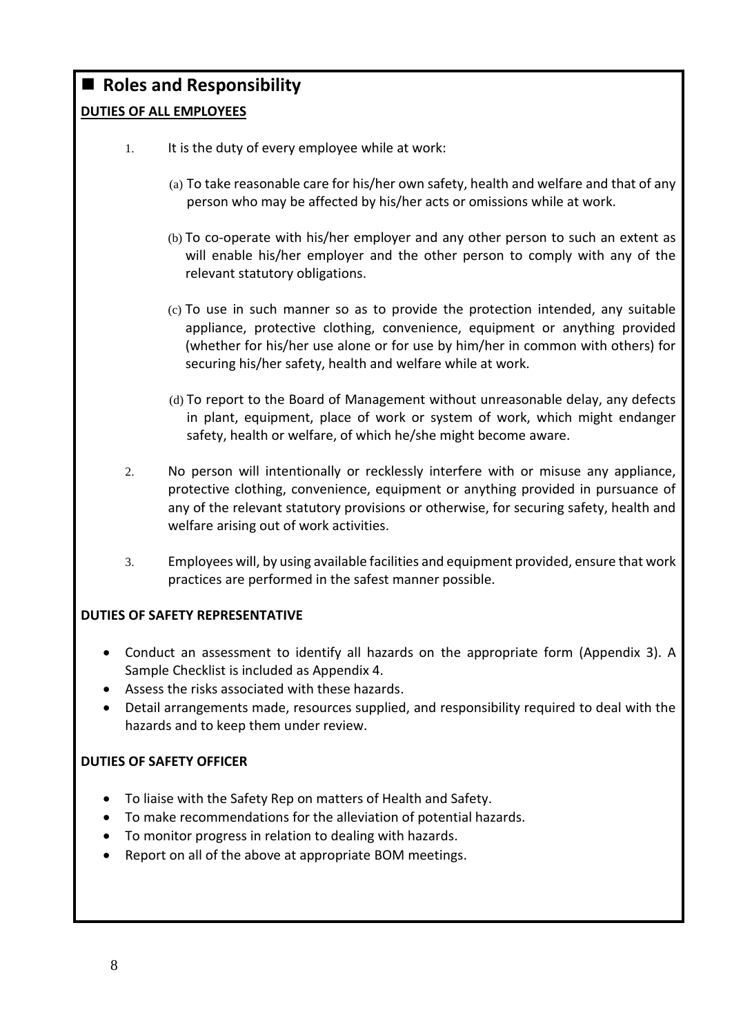## ■ Roles and Responsibility

**DUTIES OF ALL EMPLOYEES**

1. It is the duty of every employee while at work:

   (a) To take reasonable care for his/her own safety, health and welfare and that of any person who may be affected by his/her acts or omissions while at work.

   (b) To co-operate with his/her employer and any other person to such an extent as will enable his/her employer and the other person to comply with any of the relevant statutory obligations.

   (c) To use in such manner so as to provide the protection intended, any suitable appliance, protective clothing, convenience, equipment or anything provided (whether for his/her use alone or for use by him/her in common with others) for securing his/her safety, health and welfare while at work.

   (d) To report to the Board of Management without unreasonable delay, any defects in plant, equipment, place of work or system of work, which might endanger safety, health or welfare, of which he/she might become aware.

2. No person will intentionally or recklessly interfere with or misuse any appliance, protective clothing, convenience, equipment or anything provided in pursuance of any of the relevant statutory provisions or otherwise, for securing safety, health and welfare arising out of work activities.

3. Employees will, by using available facilities and equipment provided, ensure that work practices are performed in the safest manner possible.

**DUTIES OF SAFETY REPRESENTATIVE**

- Conduct an assessment to identify all hazards on the appropriate form (Appendix 3). A Sample Checklist is included as Appendix 4.
- Assess the risks associated with these hazards.
- Detail arrangements made, resources supplied, and responsibility required to deal with the hazards and to keep them under review.

**DUTIES OF SAFETY OFFICER**

- To liaise with the Safety Rep on matters of Health and Safety.
- To make recommendations for the alleviation of potential hazards.
- To monitor progress in relation to dealing with hazards.
- Report on all of the above at appropriate BOM meetings.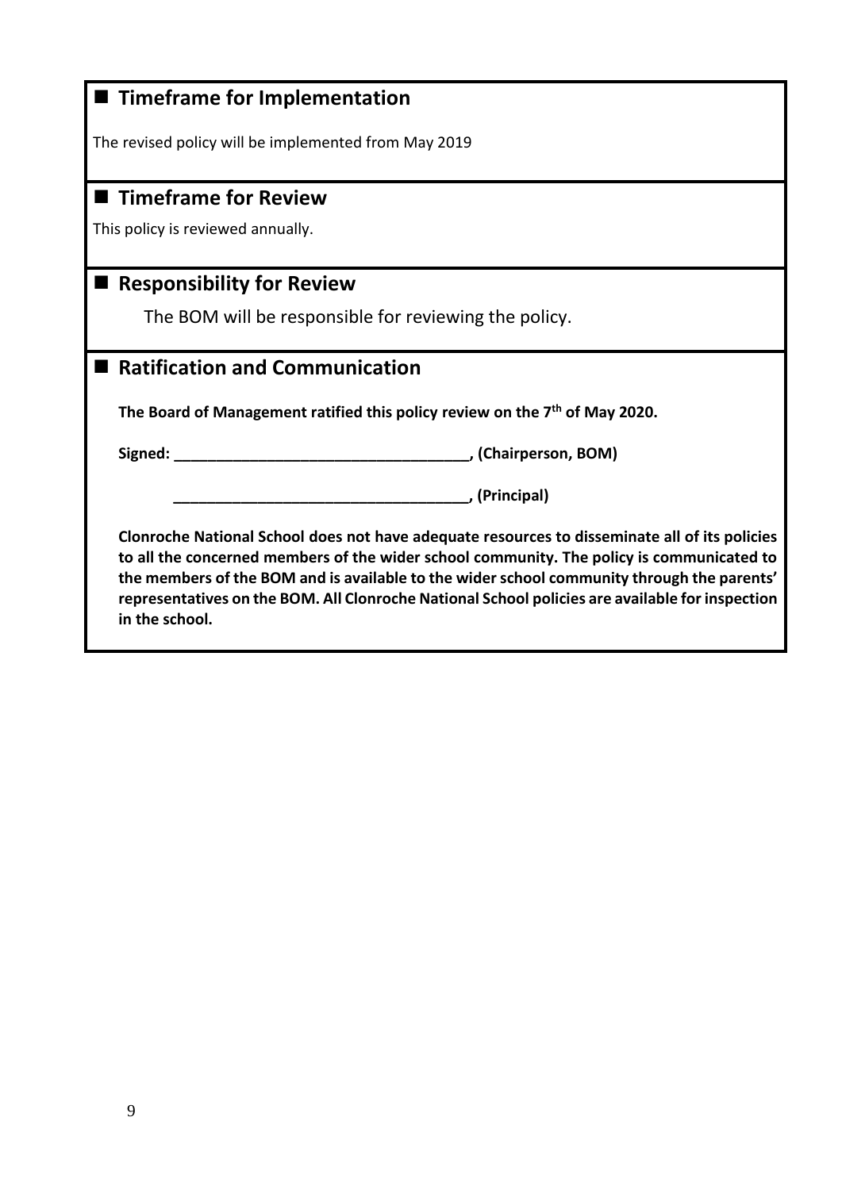## ■ Timeframe for Implementation

The revised policy will be implemented from May 2019

## ■ Timeframe for Review

This policy is reviewed annually.

## ■ Responsibility for Review

The BOM will be responsible for reviewing the policy.

## ■ Ratification and Communication

**The Board of Management ratified this policy review on the 7th of May 2020.**

**Signed: ___________________________________, (Chairperson, BOM)**

**___________________________________, (Principal)**

**Clonroche National School does not have adequate resources to disseminate all of its policies to all the concerned members of the wider school community. The policy is communicated to the members of the BOM and is available to the wider school community through the parents' representatives on the BOM. All Clonroche National School policies are available for inspection in the school.**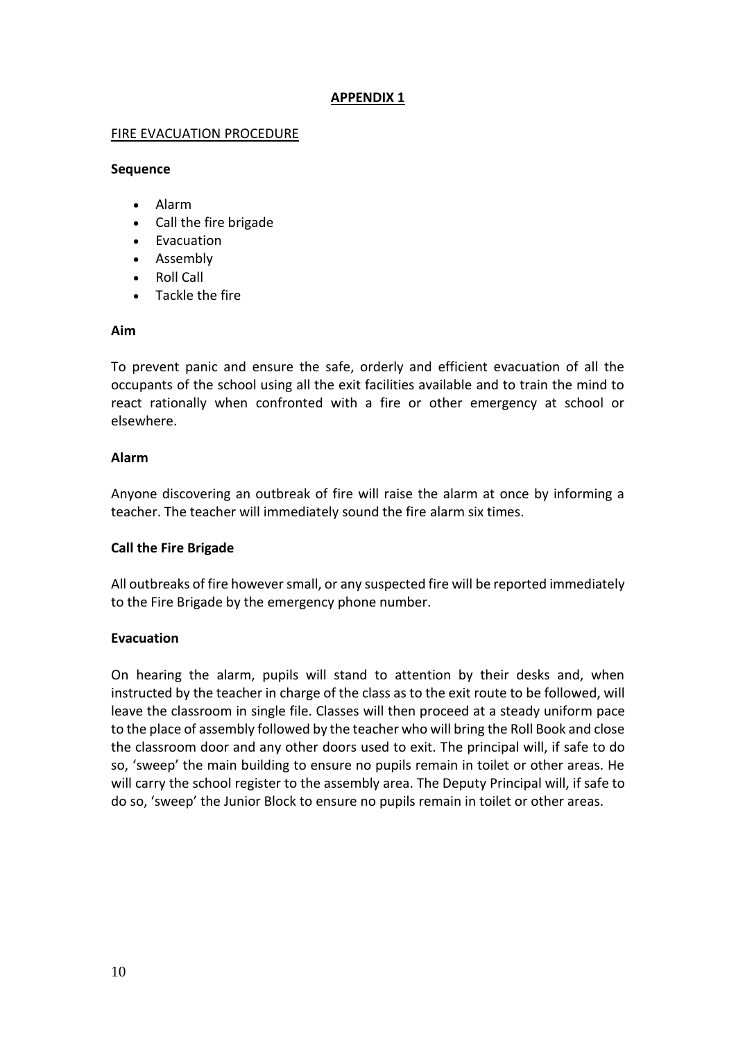## APPENDIX 1

FIRE EVACUATION PROCEDURE

**Sequence**

- Alarm
- Call the fire brigade
- Evacuation
- Assembly
- Roll Call
- Tackle the fire

**Aim**

To prevent panic and ensure the safe, orderly and efficient evacuation of all the occupants of the school using all the exit facilities available and to train the mind to react rationally when confronted with a fire or other emergency at school or elsewhere.

**Alarm**

Anyone discovering an outbreak of fire will raise the alarm at once by informing a teacher. The teacher will immediately sound the fire alarm six times.

**Call the Fire Brigade**

All outbreaks of fire however small, or any suspected fire will be reported immediately to the Fire Brigade by the emergency phone number.

**Evacuation**

On hearing the alarm, pupils will stand to attention by their desks and, when instructed by the teacher in charge of the class as to the exit route to be followed, will leave the classroom in single file. Classes will then proceed at a steady uniform pace to the place of assembly followed by the teacher who will bring the Roll Book and close the classroom door and any other doors used to exit. The principal will, if safe to do so, 'sweep' the main building to ensure no pupils remain in toilet or other areas. He will carry the school register to the assembly area. The Deputy Principal will, if safe to do so, 'sweep' the Junior Block to ensure no pupils remain in toilet or other areas.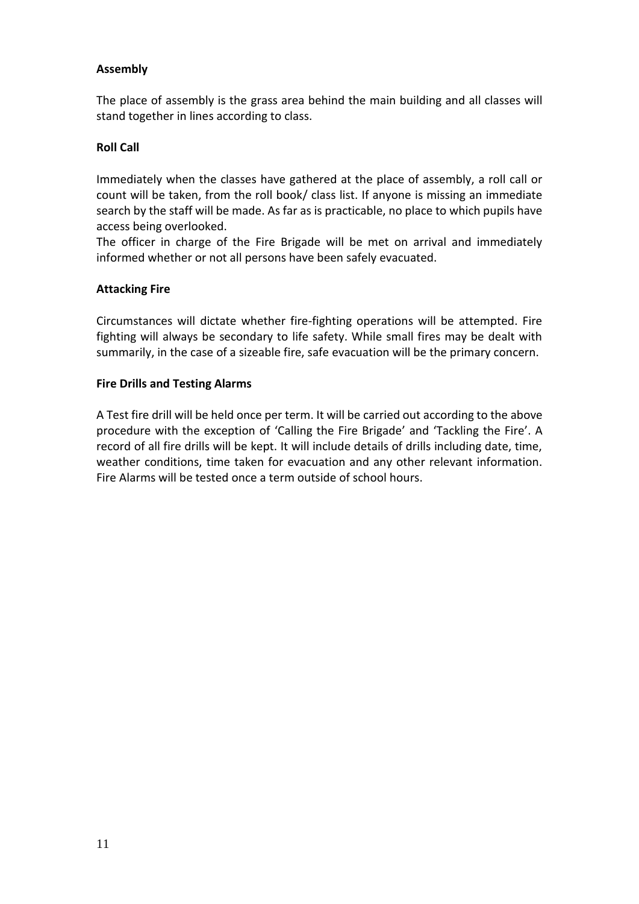**Assembly**

The place of assembly is the grass area behind the main building and all classes will stand together in lines according to class.

**Roll Call**

Immediately when the classes have gathered at the place of assembly, a roll call or count will be taken, from the roll book/ class list. If anyone is missing an immediate search by the staff will be made. As far as is practicable, no place to which pupils have access being overlooked.
The officer in charge of the Fire Brigade will be met on arrival and immediately informed whether or not all persons have been safely evacuated.

**Attacking Fire**

Circumstances will dictate whether fire-fighting operations will be attempted. Fire fighting will always be secondary to life safety. While small fires may be dealt with summarily, in the case of a sizeable fire, safe evacuation will be the primary concern.

**Fire Drills and Testing Alarms**

A Test fire drill will be held once per term. It will be carried out according to the above procedure with the exception of 'Calling the Fire Brigade' and 'Tackling the Fire'. A record of all fire drills will be kept. It will include details of drills including date, time, weather conditions, time taken for evacuation and any other relevant information. Fire Alarms will be tested once a term outside of school hours.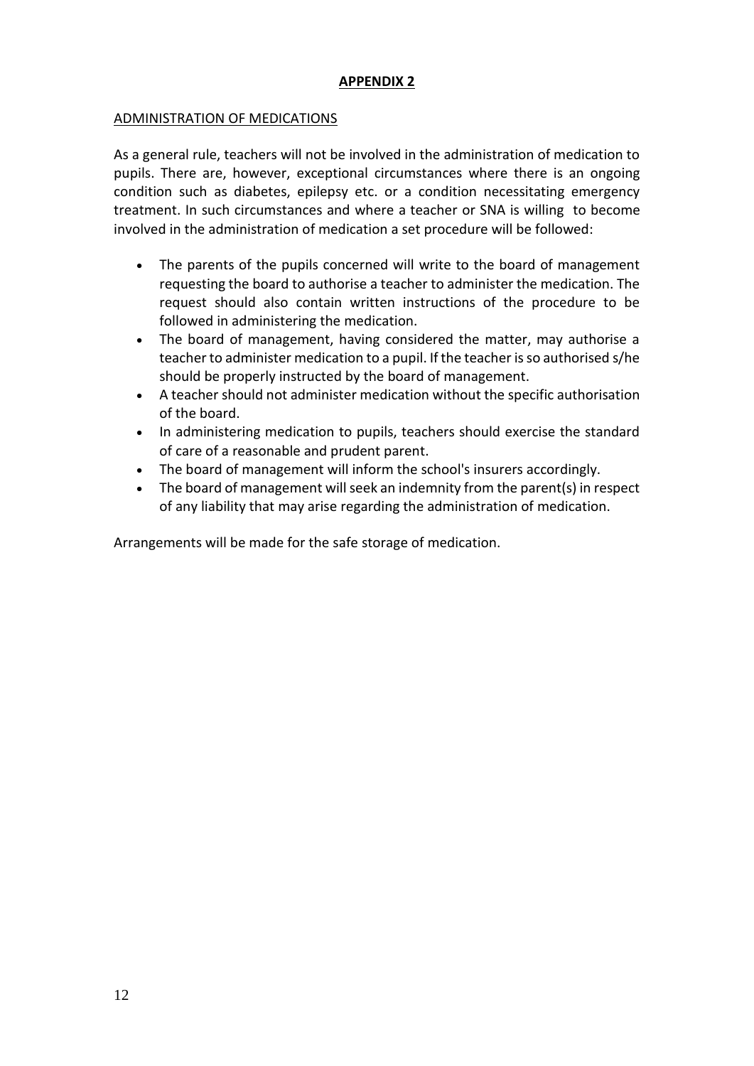## APPENDIX 2

### ADMINISTRATION OF MEDICATIONS

As a general rule, teachers will not be involved in the administration of medication to pupils. There are, however, exceptional circumstances where there is an ongoing condition such as diabetes, epilepsy etc. or a condition necessitating emergency treatment. In such circumstances and where a teacher or SNA is willing to become involved in the administration of medication a set procedure will be followed:

- The parents of the pupils concerned will write to the board of management requesting the board to authorise a teacher to administer the medication. The request should also contain written instructions of the procedure to be followed in administering the medication.
- The board of management, having considered the matter, may authorise a teacher to administer medication to a pupil. If the teacher is so authorised s/he should be properly instructed by the board of management.
- A teacher should not administer medication without the specific authorisation of the board.
- In administering medication to pupils, teachers should exercise the standard of care of a reasonable and prudent parent.
- The board of management will inform the school's insurers accordingly.
- The board of management will seek an indemnity from the parent(s) in respect of any liability that may arise regarding the administration of medication.

Arrangements will be made for the safe storage of medication.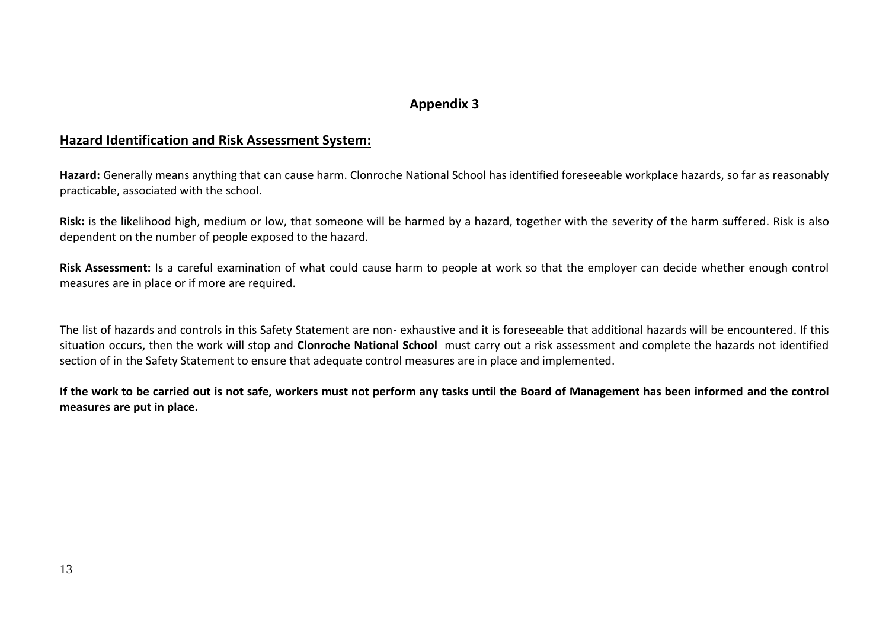## Appendix 3

### Hazard Identification and Risk Assessment System:

**Hazard:** Generally means anything that can cause harm. Clonroche National School has identified foreseeable workplace hazards, so far as reasonably practicable, associated with the school.

**Risk:** is the likelihood high, medium or low, that someone will be harmed by a hazard, together with the severity of the harm suffered. Risk is also dependent on the number of people exposed to the hazard.

**Risk Assessment:** Is a careful examination of what could cause harm to people at work so that the employer can decide whether enough control measures are in place or if more are required.

The list of hazards and controls in this Safety Statement are non- exhaustive and it is foreseeable that additional hazards will be encountered. If this situation occurs, then the work will stop and **Clonroche National School** must carry out a risk assessment and complete the hazards not identified section of in the Safety Statement to ensure that adequate control measures are in place and implemented.

**If the work to be carried out is not safe, workers must not perform any tasks until the Board of Management has been informed and the control measures are put in place.**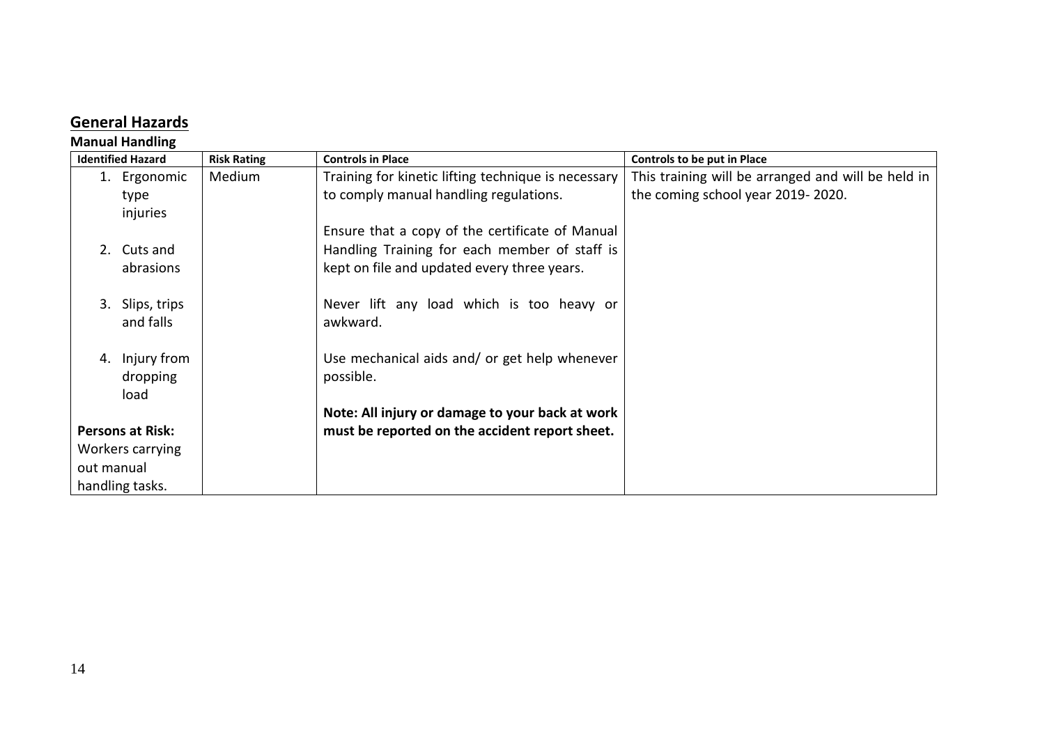## General Hazards

### Manual Handling

| Identified Hazard | Risk Rating | Controls in Place | Controls to be put in Place |
|---|---|---|---|
| 1. Ergonomic type injuries<br><br>2. Cuts and abrasions<br><br>3. Slips, trips and falls<br><br>4. Injury from dropping load<br><br>**Persons at Risk:**<br>Workers carrying out manual handling tasks. | Medium | Training for kinetic lifting technique is necessary to comply manual handling regulations.<br><br>Ensure that a copy of the certificate of Manual Handling Training for each member of staff is kept on file and updated every three years.<br><br>Never lift any load which is too heavy or awkward.<br><br>Use mechanical aids and/ or get help whenever possible.<br><br>**Note: All injury or damage to your back at work must be reported on the accident report sheet.** | This training will be arranged and will be held in the coming school year 2019- 2020. |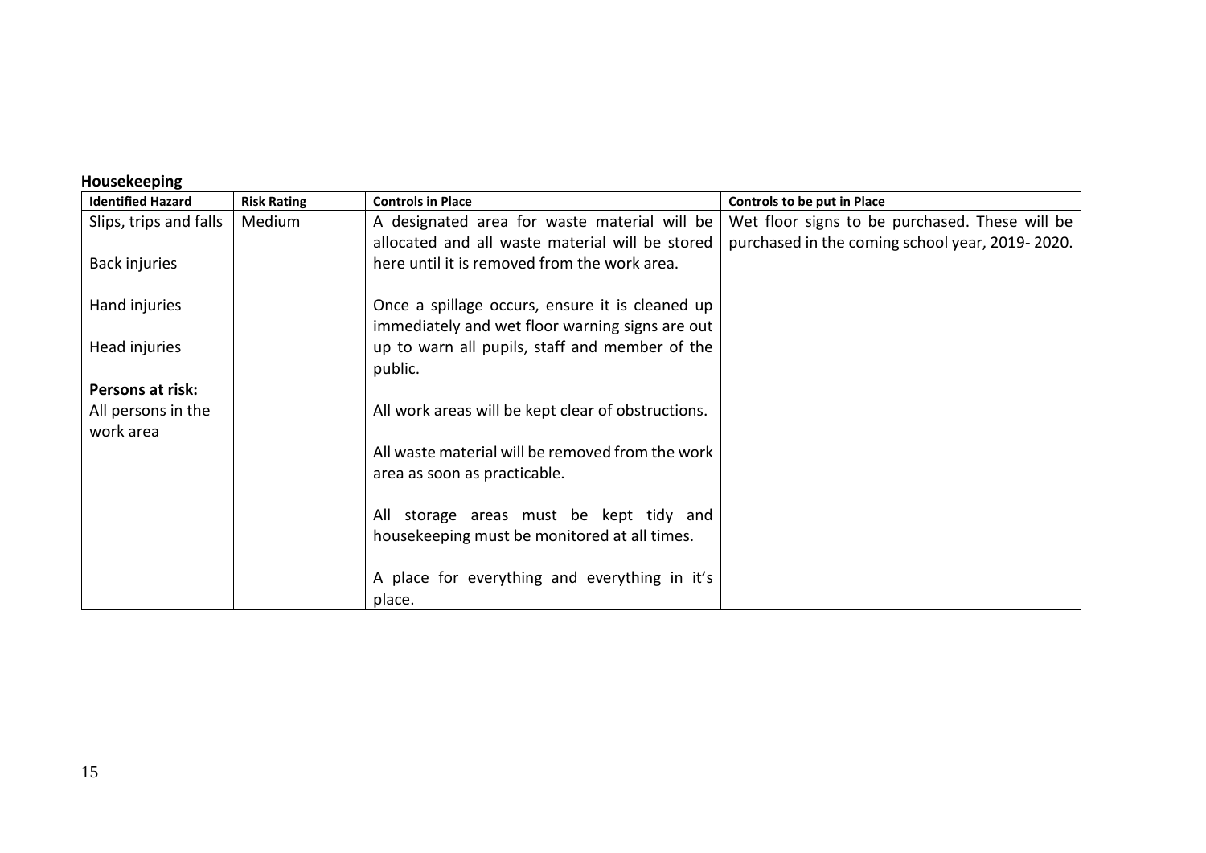**Housekeeping**

| Identified Hazard | Risk Rating | Controls in Place | Controls to be put in Place |
|---|---|---|---|
| Slips, trips and falls<br><br>Back injuries<br><br>Hand injuries<br><br>Head injuries<br><br>**Persons at risk:**<br>All persons in the work area | Medium | A designated area for waste material will be allocated and all waste material will be stored here until it is removed from the work area.<br><br>Once a spillage occurs, ensure it is cleaned up immediately and wet floor warning signs are out up to warn all pupils, staff and member of the public.<br><br>All work areas will be kept clear of obstructions.<br><br>All waste material will be removed from the work area as soon as practicable.<br><br>All storage areas must be kept tidy and housekeeping must be monitored at all times.<br><br>A place for everything and everything in it's place. | Wet floor signs to be purchased. These will be purchased in the coming school year, 2019- 2020. |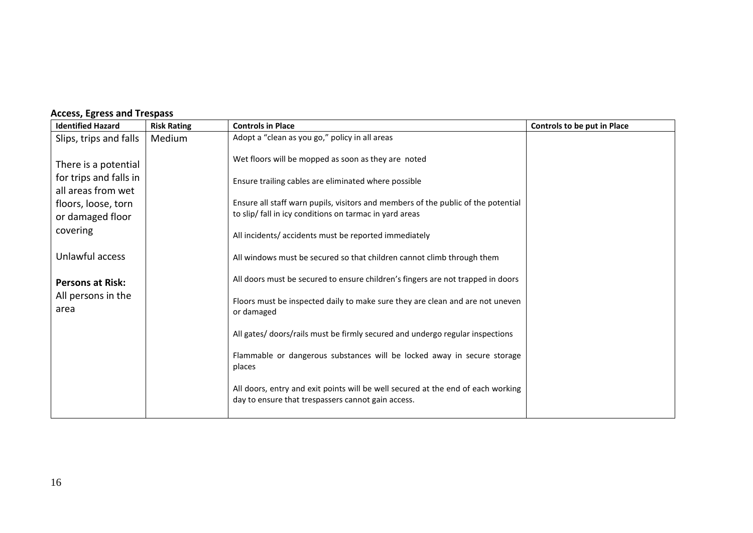**Access, Egress and Trespass**

| Identified Hazard | Risk Rating | Controls in Place | Controls to be put in Place |
|---|---|---|---|
| Slips, trips and falls<br><br>There is a potential for trips and falls in all areas from wet floors, loose, torn or damaged floor covering<br><br>Unlawful access<br><br>**Persons at Risk:**<br>All persons in the area | Medium | Adopt a "clean as you go," policy in all areas<br><br>Wet floors will be mopped as soon as they are noted<br><br>Ensure trailing cables are eliminated where possible<br><br>Ensure all staff warn pupils, visitors and members of the public of the potential to slip/ fall in icy conditions on tarmac in yard areas<br><br>All incidents/ accidents must be reported immediately<br><br>All windows must be secured so that children cannot climb through them<br><br>All doors must be secured to ensure children's fingers are not trapped in doors<br><br>Floors must be inspected daily to make sure they are clean and are not uneven or damaged<br><br>All gates/ doors/rails must be firmly secured and undergo regular inspections<br><br>Flammable or dangerous substances will be locked away in secure storage places<br><br>All doors, entry and exit points will be well secured at the end of each working day to ensure that trespassers cannot gain access. | |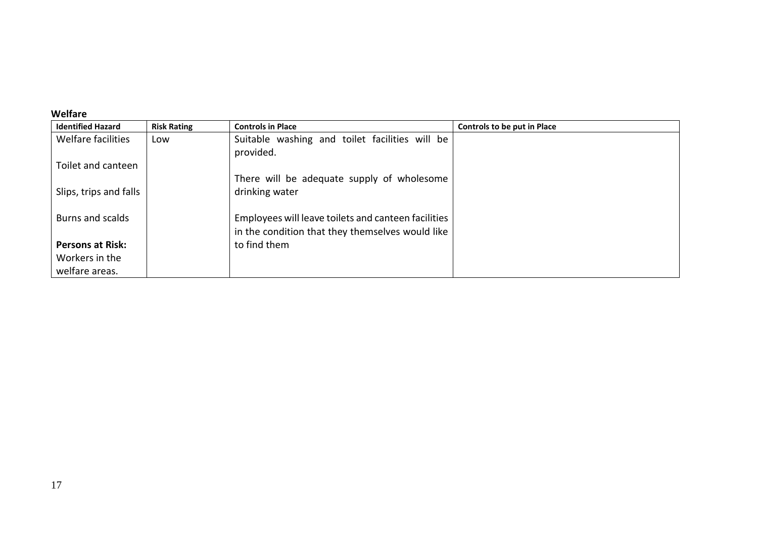**Welfare**

| Identified Hazard | Risk Rating | Controls in Place | Controls to be put in Place |
|---|---|---|---|
| Welfare facilities<br><br>Toilet and canteen<br><br>Slips, trips and falls<br><br>Burns and scalds<br><br>**Persons at Risk:**<br>Workers in the welfare areas. | Low | Suitable washing and toilet facilities will be provided.<br><br>There will be adequate supply of wholesome drinking water<br><br>Employees will leave toilets and canteen facilities in the condition that they themselves would like to find them | |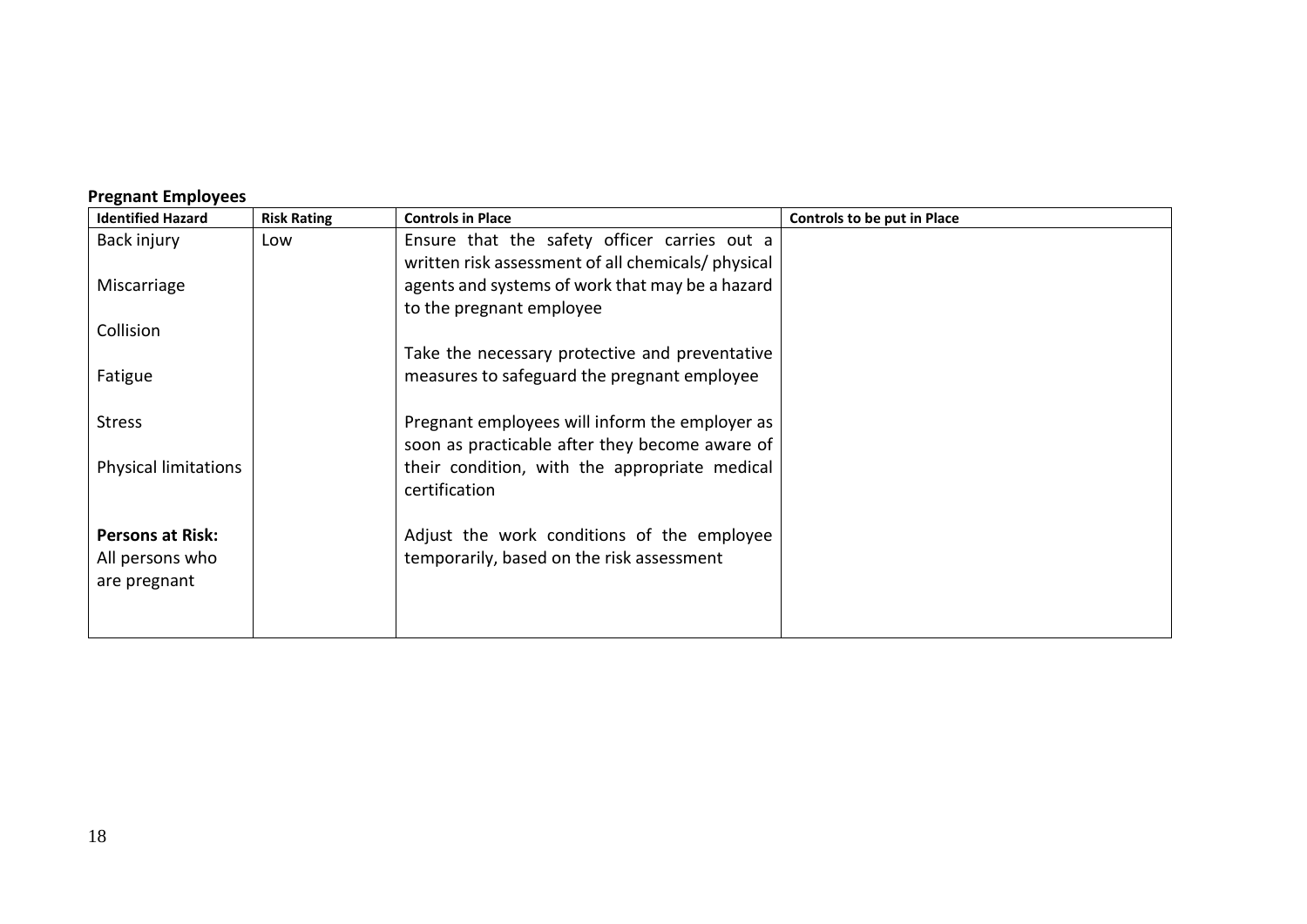**Pregnant Employees**

| Identified Hazard | Risk Rating | Controls in Place | Controls to be put in Place |
| --- | --- | --- | --- |
| Back injury<br><br>Miscarriage<br><br>Collision<br><br>Fatigue<br><br>Stress<br><br>Physical limitations<br><br>**Persons at Risk:**<br>All persons who are pregnant | Low | Ensure that the safety officer carries out a written risk assessment of all chemicals/ physical agents and systems of work that may be a hazard to the pregnant employee<br><br>Take the necessary protective and preventative measures to safeguard the pregnant employee<br><br>Pregnant employees will inform the employer as soon as practicable after they become aware of their condition, with the appropriate medical certification<br><br>Adjust the work conditions of the employee temporarily, based on the risk assessment | |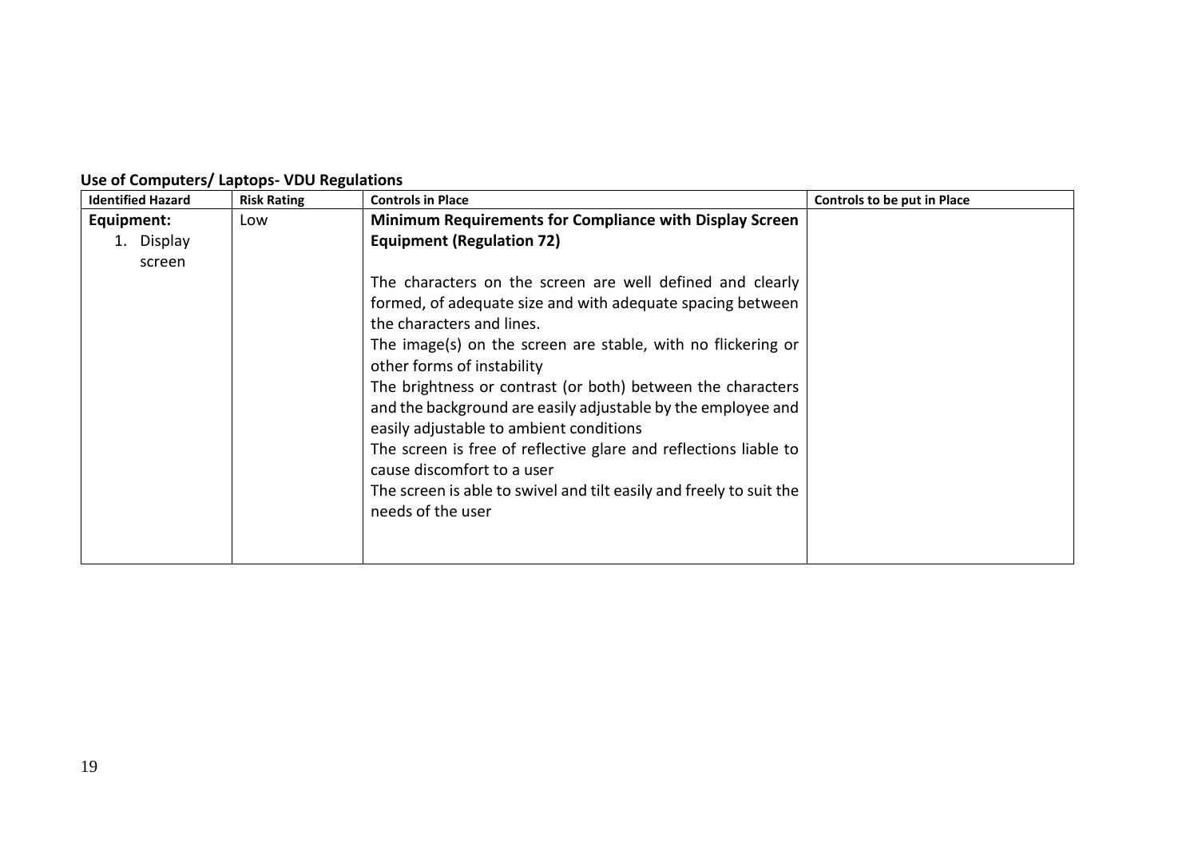**Use of Computers/ Laptops- VDU Regulations**

| Identified Hazard | Risk Rating | Controls in Place | Controls to be put in Place |
|---|---|---|---|
| **Equipment:**<br>1. Display screen | Low | **Minimum Requirements for Compliance with Display Screen Equipment (Regulation 72)**<br><br>The characters on the screen are well defined and clearly formed, of adequate size and with adequate spacing between the characters and lines.<br>The image(s) on the screen are stable, with no flickering or other forms of instability<br>The brightness or contrast (or both) between the characters and the background are easily adjustable by the employee and easily adjustable to ambient conditions<br>The screen is free of reflective glare and reflections liable to cause discomfort to a user<br>The screen is able to swivel and tilt easily and freely to suit the needs of the user | |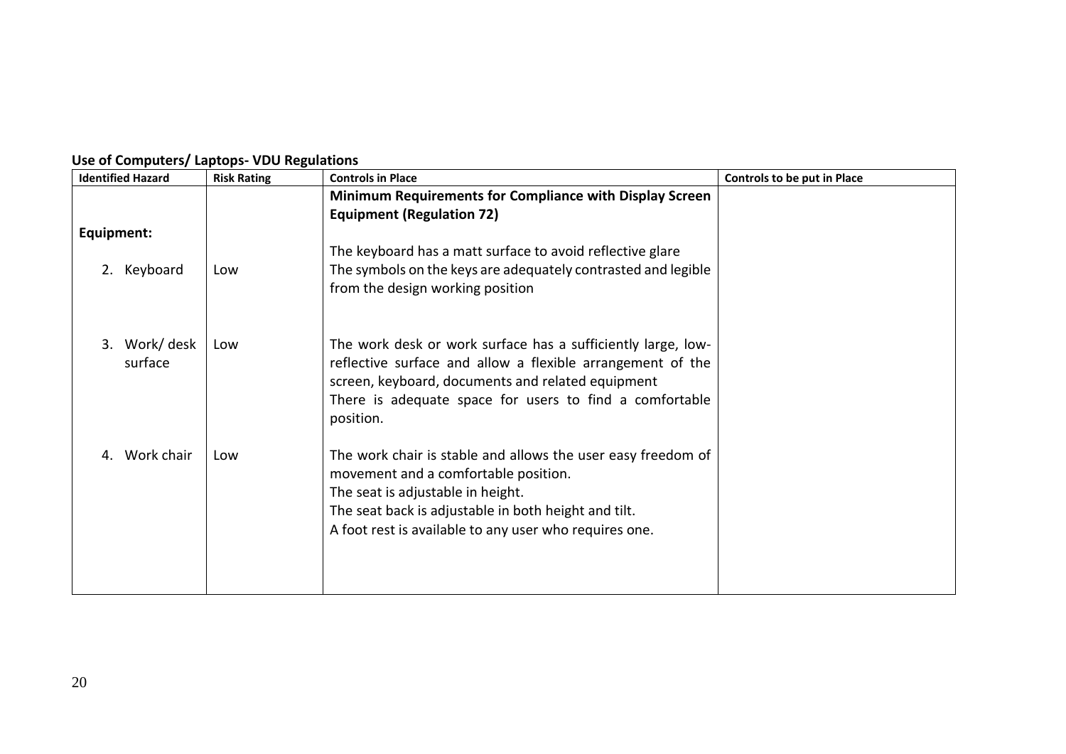**Use of Computers/ Laptops- VDU Regulations**

| Identified Hazard | Risk Rating | Controls in Place | Controls to be put in Place |
|---|---|---|---|
| | | **Minimum Requirements for Compliance with Display Screen Equipment (Regulation 72)** | |
| **Equipment:** | | | |
| 2. Keyboard | Low | The keyboard has a matt surface to avoid reflective glare<br>The symbols on the keys are adequately contrasted and legible from the design working position | |
| 3. Work/ desk surface | Low | The work desk or work surface has a sufficiently large, low-reflective surface and allow a flexible arrangement of the screen, keyboard, documents and related equipment<br>There is adequate space for users to find a comfortable position. | |
| 4. Work chair | Low | The work chair is stable and allows the user easy freedom of movement and a comfortable position.<br>The seat is adjustable in height.<br>The seat back is adjustable in both height and tilt.<br>A foot rest is available to any user who requires one. | |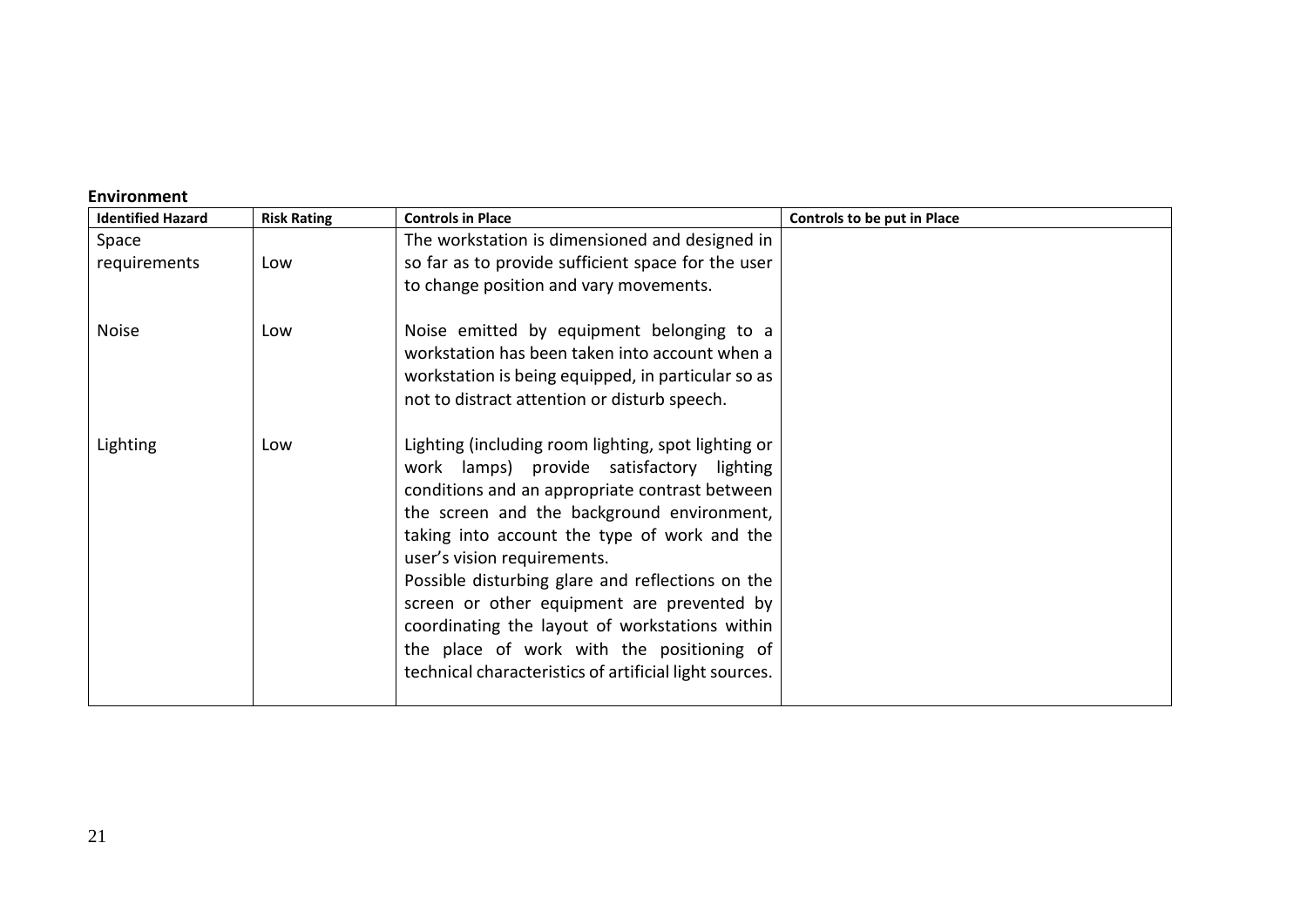**Environment**

| Identified Hazard | Risk Rating | Controls in Place | Controls to be put in Place |
|---|---|---|---|
| Space requirements | Low | The workstation is dimensioned and designed in so far as to provide sufficient space for the user to change position and vary movements. | |
| Noise | Low | Noise emitted by equipment belonging to a workstation has been taken into account when a workstation is being equipped, in particular so as not to distract attention or disturb speech. | |
| Lighting | Low | Lighting (including room lighting, spot lighting or work lamps) provide satisfactory lighting conditions and an appropriate contrast between the screen and the background environment, taking into account the type of work and the user's vision requirements. Possible disturbing glare and reflections on the screen or other equipment are prevented by coordinating the layout of workstations within the place of work with the positioning of technical characteristics of artificial light sources. | |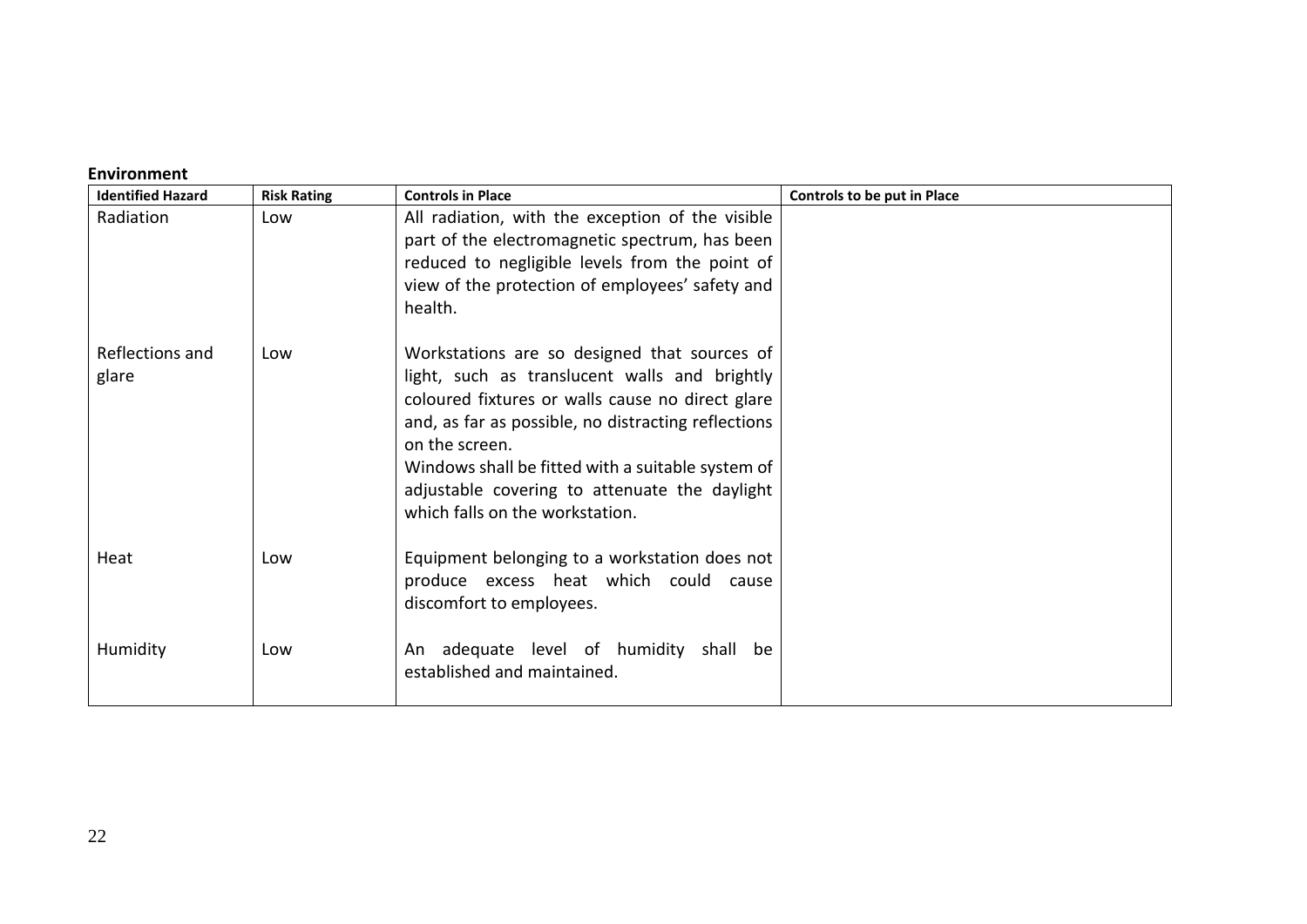**Environment**

| Identified Hazard | Risk Rating | Controls in Place | Controls to be put in Place |
|---|---|---|---|
| Radiation | Low | All radiation, with the exception of the visible part of the electromagnetic spectrum, has been reduced to negligible levels from the point of view of the protection of employees' safety and health. | |
| Reflections and glare | Low | Workstations are so designed that sources of light, such as translucent walls and brightly coloured fixtures or walls cause no direct glare and, as far as possible, no distracting reflections on the screen. Windows shall be fitted with a suitable system of adjustable covering to attenuate the daylight which falls on the workstation. | |
| Heat | Low | Equipment belonging to a workstation does not produce excess heat which could cause discomfort to employees. | |
| Humidity | Low | An adequate level of humidity shall be established and maintained. | |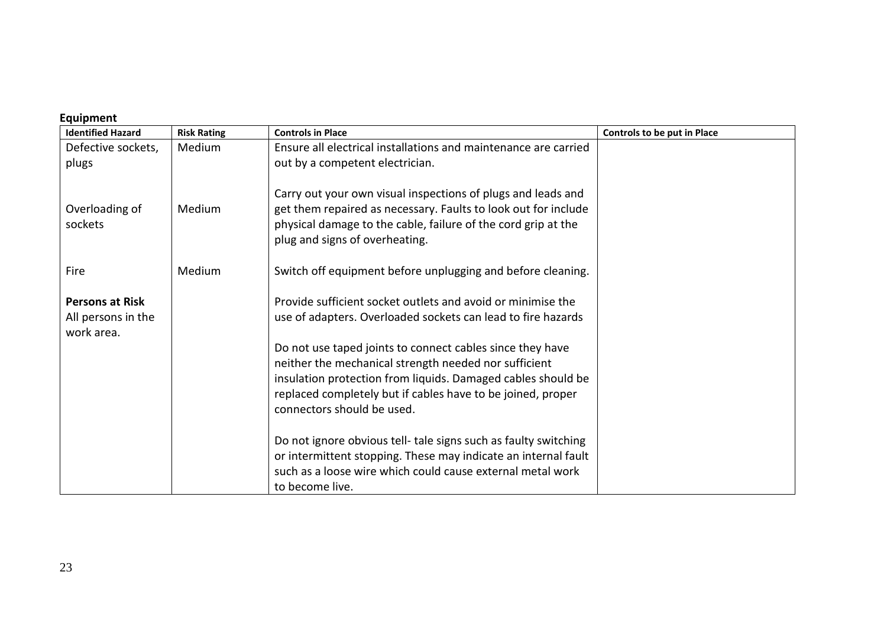**Equipment**

| Identified Hazard | Risk Rating | Controls in Place | Controls to be put in Place |
|---|---|---|---|
| Defective sockets, plugs<br><br>Overloading of sockets<br><br>Fire<br><br>**Persons at Risk**<br>All persons in the work area. | Medium<br><br>Medium<br><br>Medium | Ensure all electrical installations and maintenance are carried out by a competent electrician.<br><br>Carry out your own visual inspections of plugs and leads and get them repaired as necessary. Faults to look out for include physical damage to the cable, failure of the cord grip at the plug and signs of overheating.<br><br>Switch off equipment before unplugging and before cleaning.<br><br>Provide sufficient socket outlets and avoid or minimise the use of adapters. Overloaded sockets can lead to fire hazards<br><br>Do not use taped joints to connect cables since they have neither the mechanical strength needed nor sufficient insulation protection from liquids. Damaged cables should be replaced completely but if cables have to be joined, proper connectors should be used.<br><br>Do not ignore obvious tell- tale signs such as faulty switching or intermittent stopping. These may indicate an internal fault such as a loose wire which could cause external metal work to become live. | |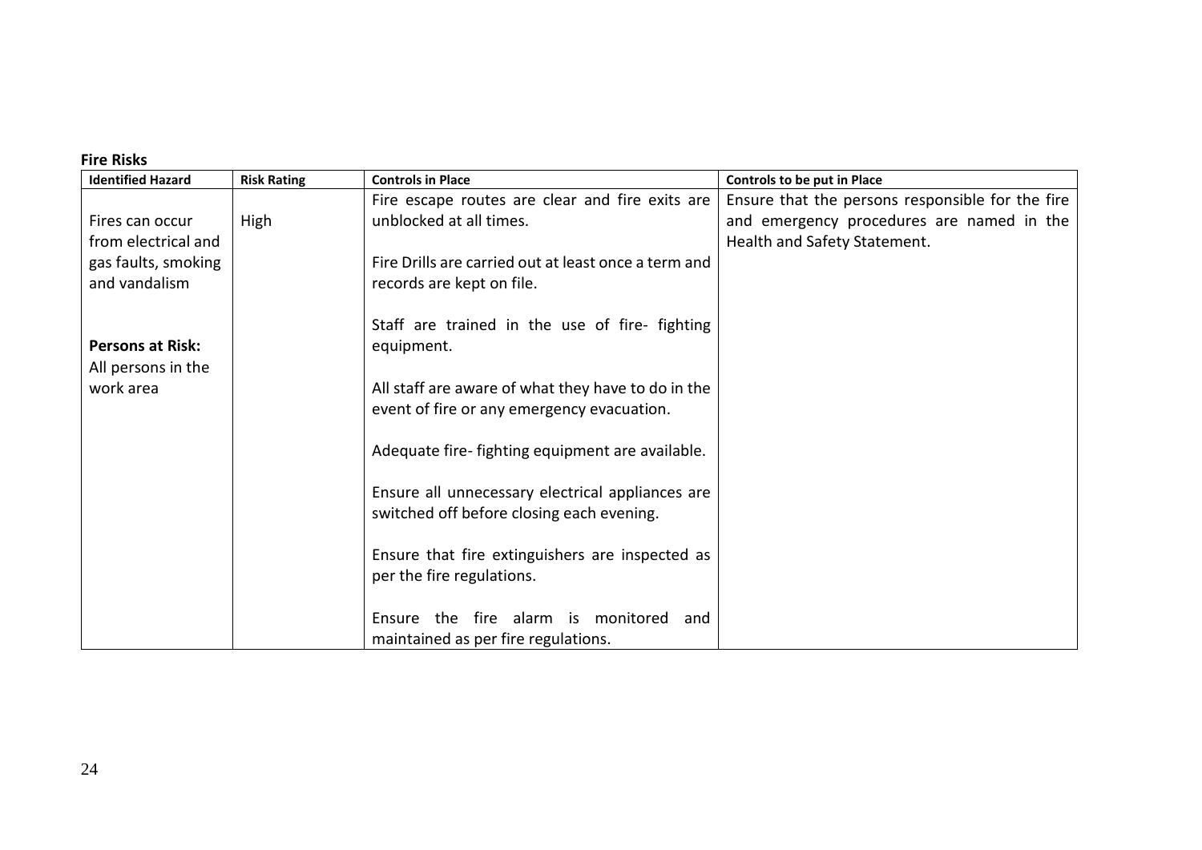**Fire Risks**

| Identified Hazard | Risk Rating | Controls in Place | Controls to be put in Place |
|---|---|---|---|
| Fires can occur from electrical and gas faults, smoking and vandalism<br><br>**Persons at Risk:**<br>All persons in the work area | High | Fire escape routes are clear and fire exits are unblocked at all times.<br><br>Fire Drills are carried out at least once a term and records are kept on file.<br><br>Staff are trained in the use of fire- fighting equipment.<br><br>All staff are aware of what they have to do in the event of fire or any emergency evacuation.<br><br>Adequate fire- fighting equipment are available.<br><br>Ensure all unnecessary electrical appliances are switched off before closing each evening.<br><br>Ensure that fire extinguishers are inspected as per the fire regulations.<br><br>Ensure the fire alarm is monitored and maintained as per fire regulations. | Ensure that the persons responsible for the fire and emergency procedures are named in the Health and Safety Statement. |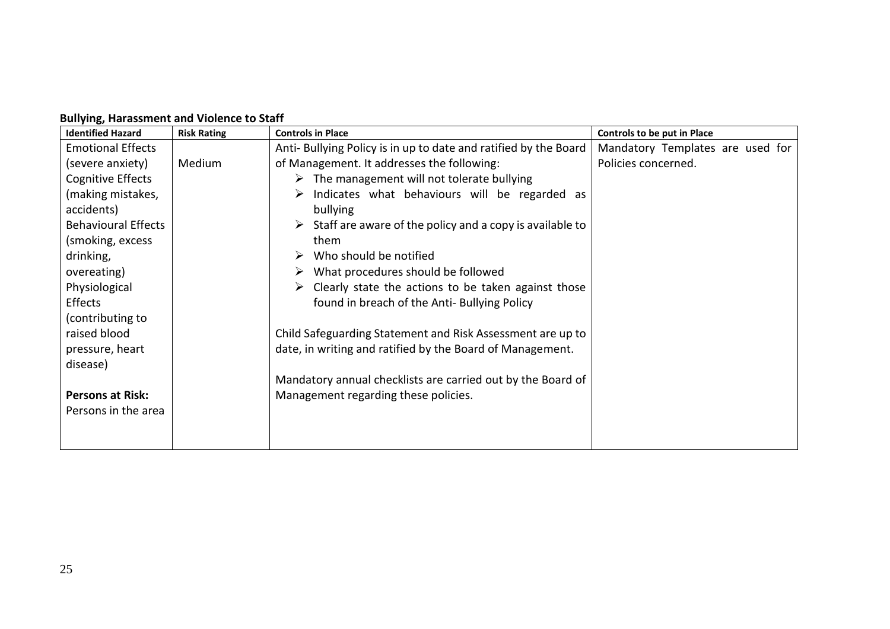**Bullying, Harassment and Violence to Staff**

| Identified Hazard | Risk Rating | Controls in Place | Controls to be put in Place |
|---|---|---|---|
| Emotional Effects (severe anxiety)<br>Cognitive Effects (making mistakes, accidents)<br>Behavioural Effects (smoking, excess drinking, overeating)<br>Physiological Effects (contributing to raised blood pressure, heart disease)<br><br>**Persons at Risk:**<br>Persons in the area | Medium | Anti- Bullying Policy is in up to date and ratified by the Board of Management. It addresses the following:<br>➢ The management will not tolerate bullying<br>➢ Indicates what behaviours will be regarded as bullying<br>➢ Staff are aware of the policy and a copy is available to them<br>➢ Who should be notified<br>➢ What procedures should be followed<br>➢ Clearly state the actions to be taken against those found in breach of the Anti- Bullying Policy<br><br>Child Safeguarding Statement and Risk Assessment are up to date, in writing and ratified by the Board of Management.<br><br>Mandatory annual checklists are carried out by the Board of Management regarding these policies. | Mandatory Templates are used for Policies concerned. |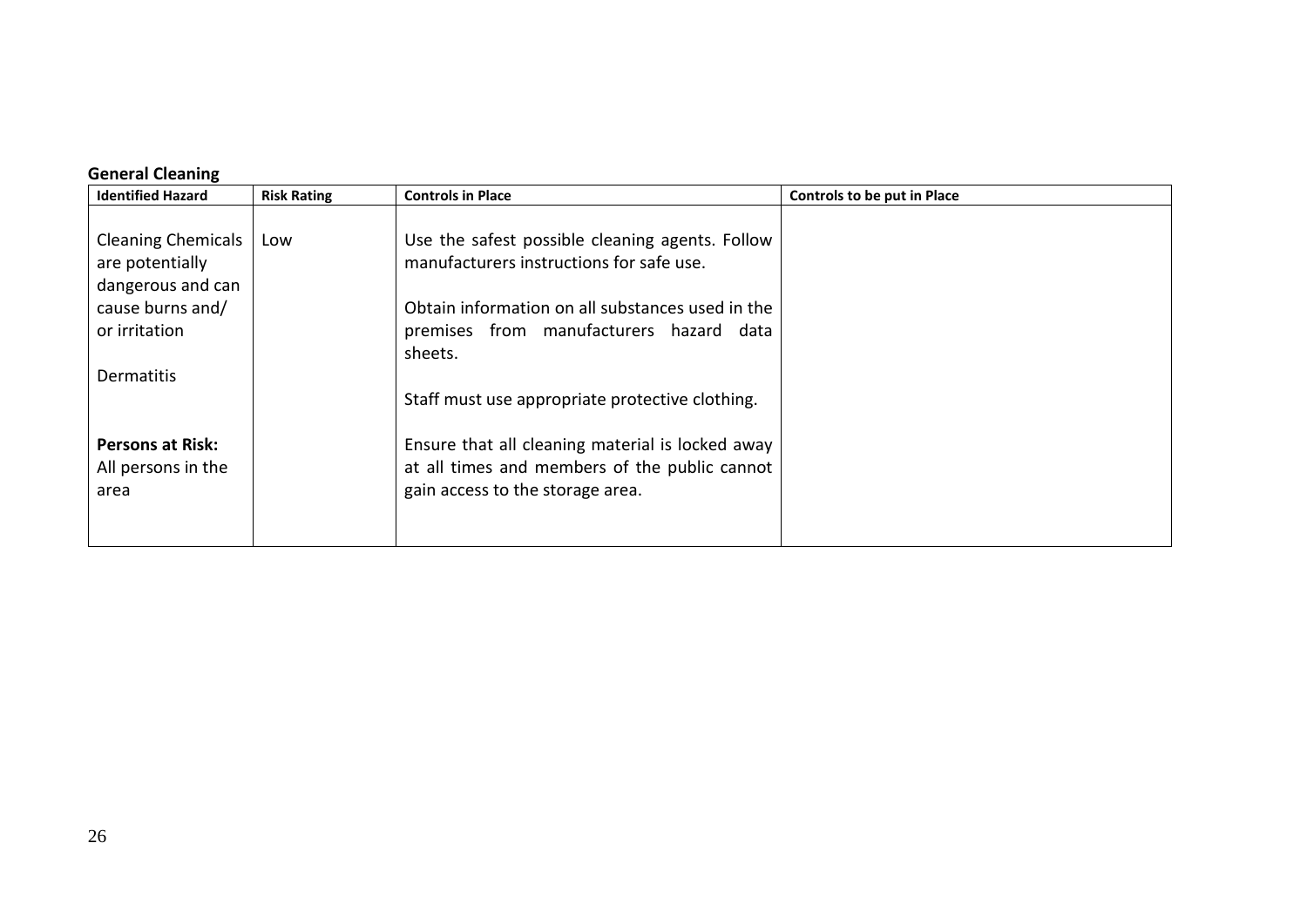**General Cleaning**

| Identified Hazard | Risk Rating | Controls in Place | Controls to be put in Place |
|---|---|---|---|
| Cleaning Chemicals are potentially dangerous and can cause burns and/ or irritation<br><br>Dermatitis<br><br>**Persons at Risk:**<br>All persons in the area | Low | Use the safest possible cleaning agents. Follow manufacturers instructions for safe use.<br><br>Obtain information on all substances used in the premises from manufacturers hazard data sheets.<br><br>Staff must use appropriate protective clothing.<br><br>Ensure that all cleaning material is locked away at all times and members of the public cannot gain access to the storage area. | |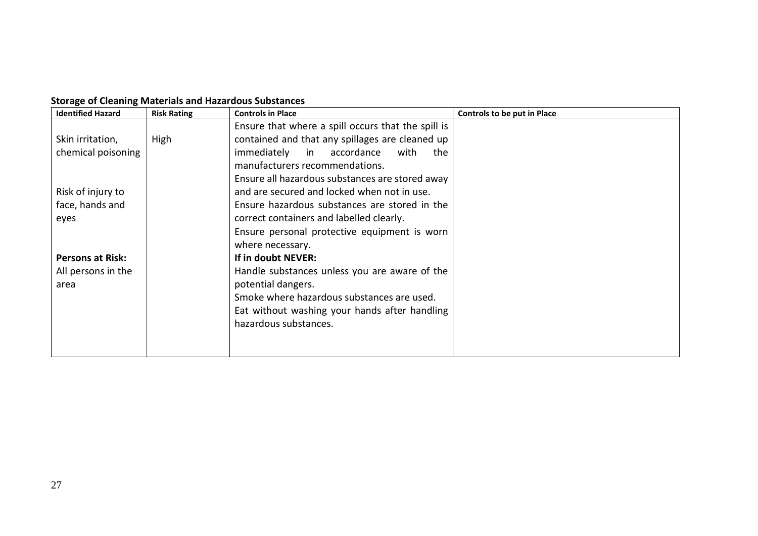**Storage of Cleaning Materials and Hazardous Substances**

| Identified Hazard | Risk Rating | Controls in Place | Controls to be put in Place |
|---|---|---|---|
| Skin irritation, chemical poisoning<br><br>Risk of injury to face, hands and eyes<br><br>**Persons at Risk:**<br>All persons in the area | High | Ensure that where a spill occurs that the spill is contained and that any spillages are cleaned up immediately in accordance with the manufacturers recommendations.<br>Ensure all hazardous substances are stored away and are secured and locked when not in use.<br>Ensure hazardous substances are stored in the correct containers and labelled clearly.<br>Ensure personal protective equipment is worn where necessary.<br>**If in doubt NEVER:**<br>Handle substances unless you are aware of the potential dangers.<br>Smoke where hazardous substances are used.<br>Eat without washing your hands after handling hazardous substances. | |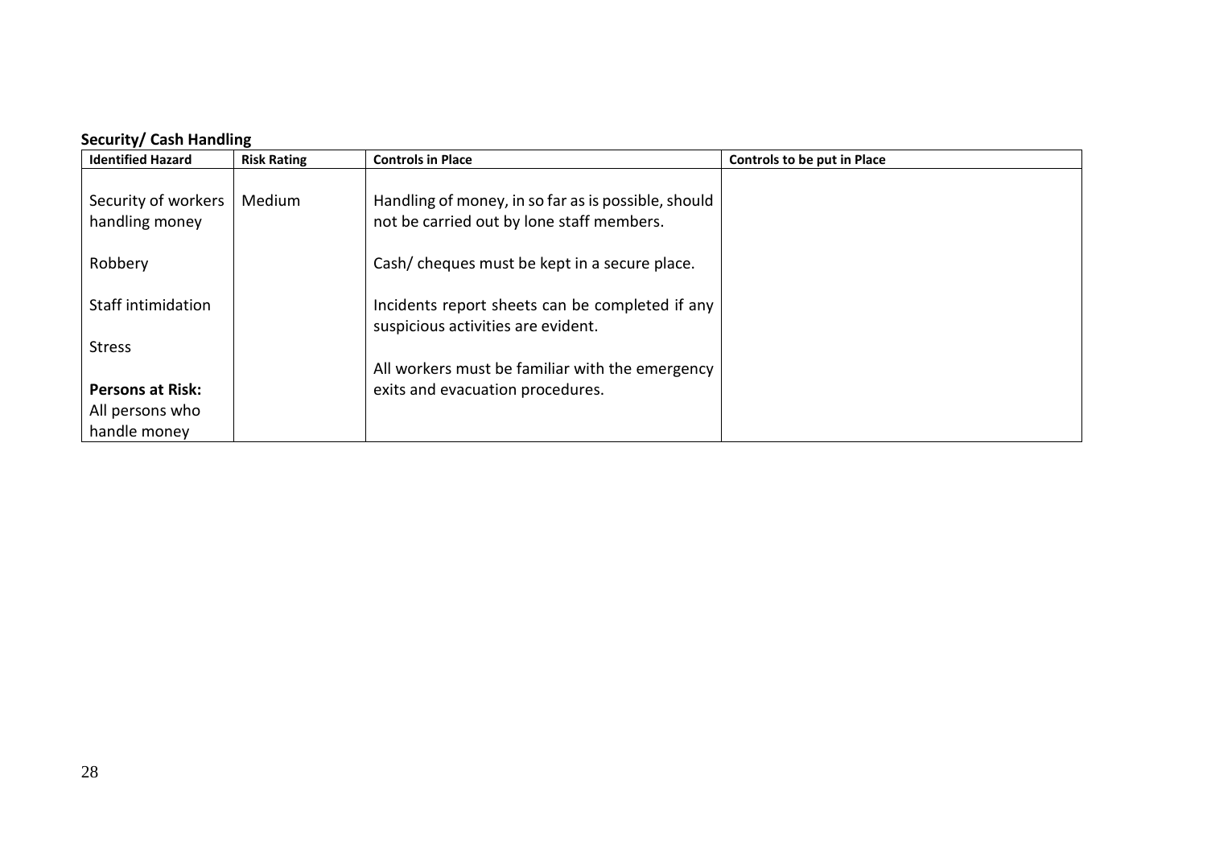**Security/ Cash Handling**

| Identified Hazard | Risk Rating | Controls in Place | Controls to be put in Place |
|---|---|---|---|
| Security of workers handling money<br><br>Robbery<br><br>Staff intimidation<br><br>Stress<br><br>**Persons at Risk:**<br>All persons who handle money | Medium | Handling of money, in so far as is possible, should not be carried out by lone staff members.<br><br>Cash/ cheques must be kept in a secure place.<br><br>Incidents report sheets can be completed if any suspicious activities are evident.<br><br>All workers must be familiar with the emergency exits and evacuation procedures. | |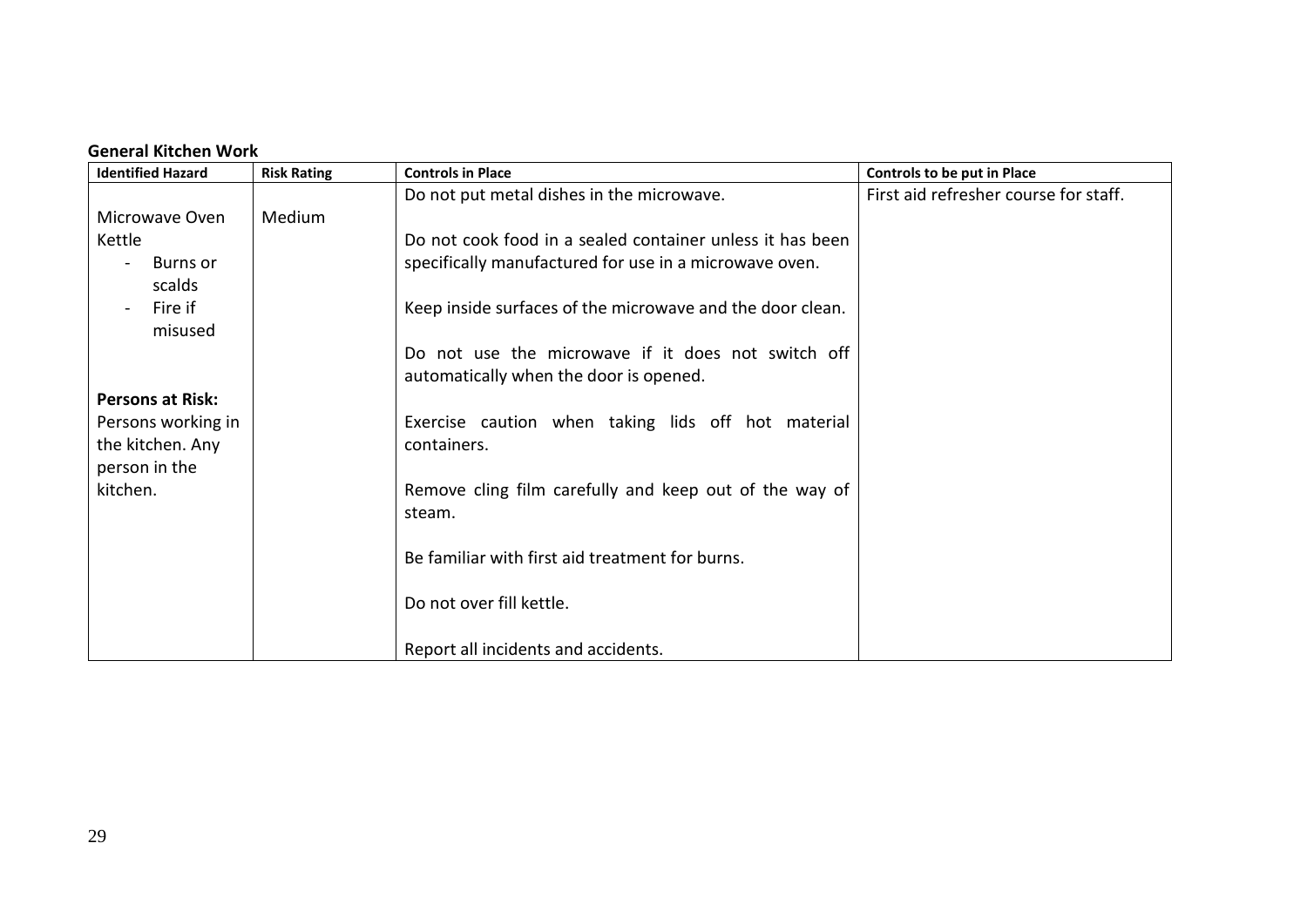**General Kitchen Work**

| Identified Hazard | Risk Rating | Controls in Place | Controls to be put in Place |
|---|---|---|---|
| Microwave Oven<br>Kettle<br>- Burns or scalds<br>- Fire if misused<br><br>**Persons at Risk:**<br>Persons working in the kitchen. Any person in the kitchen. | Medium | Do not put metal dishes in the microwave.<br><br>Do not cook food in a sealed container unless it has been specifically manufactured for use in a microwave oven.<br><br>Keep inside surfaces of the microwave and the door clean.<br><br>Do not use the microwave if it does not switch off automatically when the door is opened.<br><br>Exercise caution when taking lids off hot material containers.<br><br>Remove cling film carefully and keep out of the way of steam.<br><br>Be familiar with first aid treatment for burns.<br><br>Do not over fill kettle.<br><br>Report all incidents and accidents. | First aid refresher course for staff. |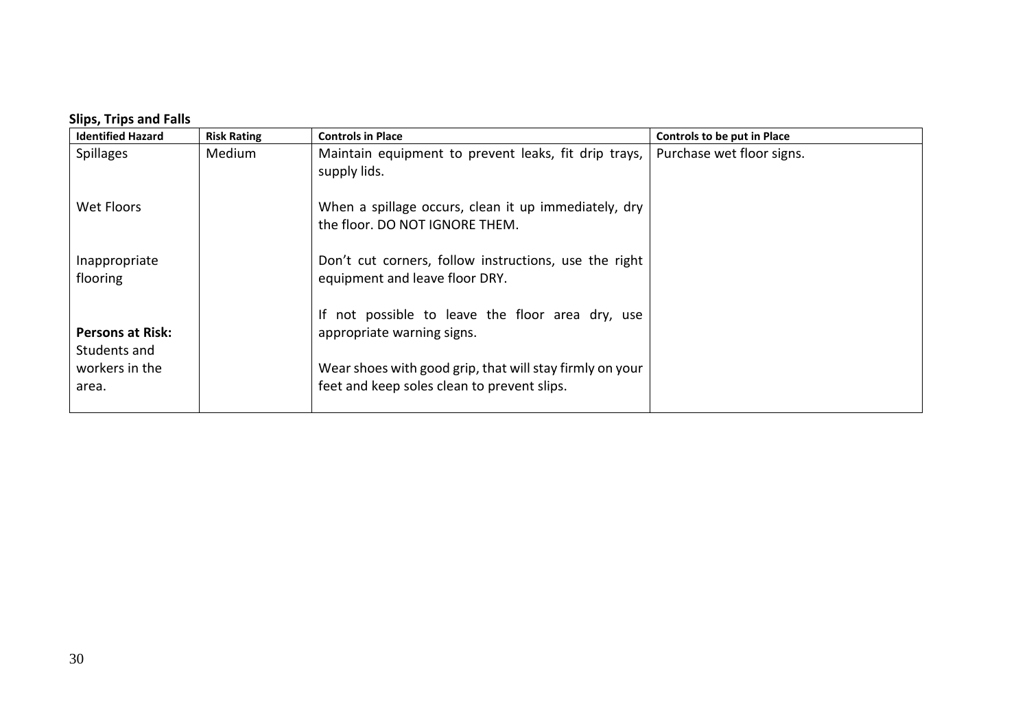**Slips, Trips and Falls**

| Identified Hazard | Risk Rating | Controls in Place | Controls to be put in Place |
|---|---|---|---|
| Spillages<br><br>Wet Floors<br><br>Inappropriate flooring<br><br>**Persons at Risk:**<br>Students and workers in the area. | Medium | Maintain equipment to prevent leaks, fit drip trays, supply lids.<br><br>When a spillage occurs, clean it up immediately, dry the floor. DO NOT IGNORE THEM.<br><br>Don't cut corners, follow instructions, use the right equipment and leave floor DRY.<br><br>If not possible to leave the floor area dry, use appropriate warning signs.<br><br>Wear shoes with good grip, that will stay firmly on your feet and keep soles clean to prevent slips. | Purchase wet floor signs. |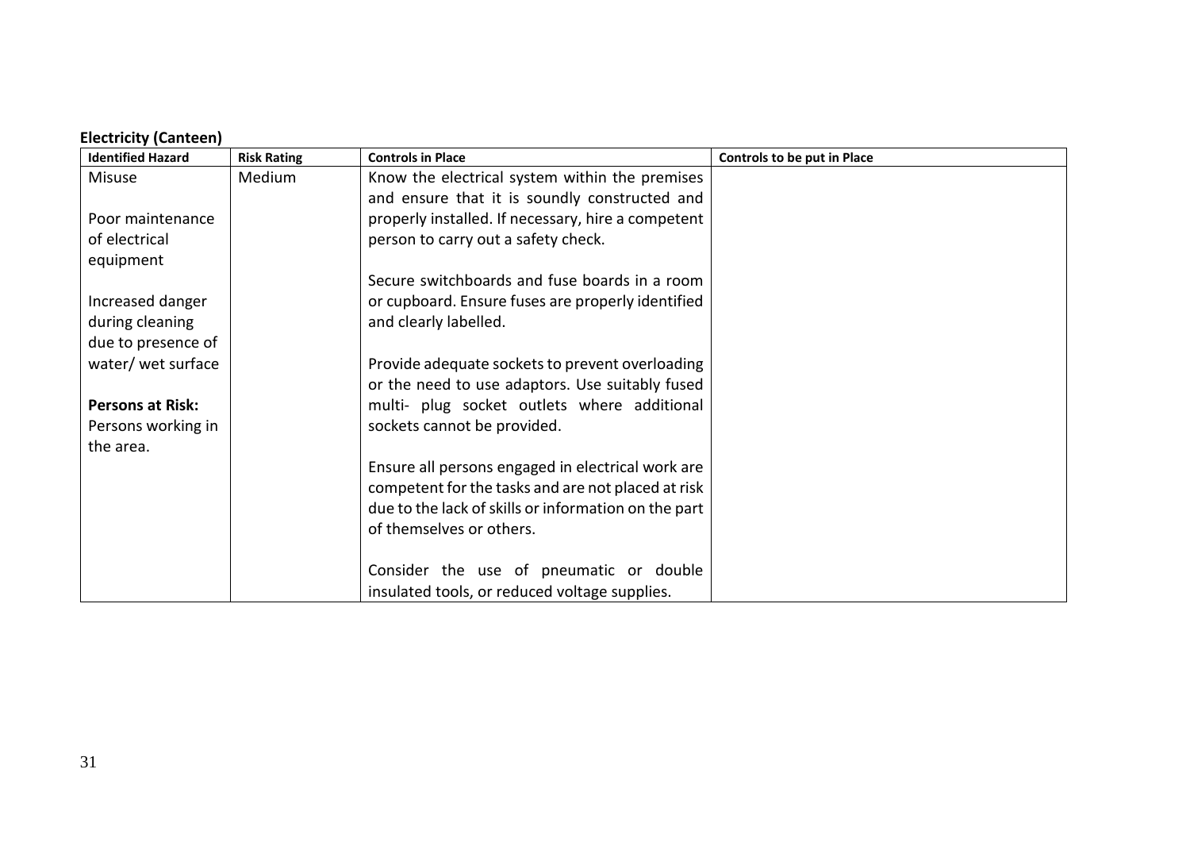**Electricity (Canteen)**

| Identified Hazard | Risk Rating | Controls in Place | Controls to be put in Place |
|---|---|---|---|
| Misuse<br><br>Poor maintenance of electrical equipment<br><br>Increased danger during cleaning due to presence of water/ wet surface<br><br>**Persons at Risk:**<br>Persons working in the area. | Medium | Know the electrical system within the premises and ensure that it is soundly constructed and properly installed. If necessary, hire a competent person to carry out a safety check.<br><br>Secure switchboards and fuse boards in a room or cupboard. Ensure fuses are properly identified and clearly labelled.<br><br>Provide adequate sockets to prevent overloading or the need to use adaptors. Use suitably fused multi- plug socket outlets where additional sockets cannot be provided.<br><br>Ensure all persons engaged in electrical work are competent for the tasks and are not placed at risk due to the lack of skills or information on the part of themselves or others.<br><br>Consider the use of pneumatic or double insulated tools, or reduced voltage supplies. | |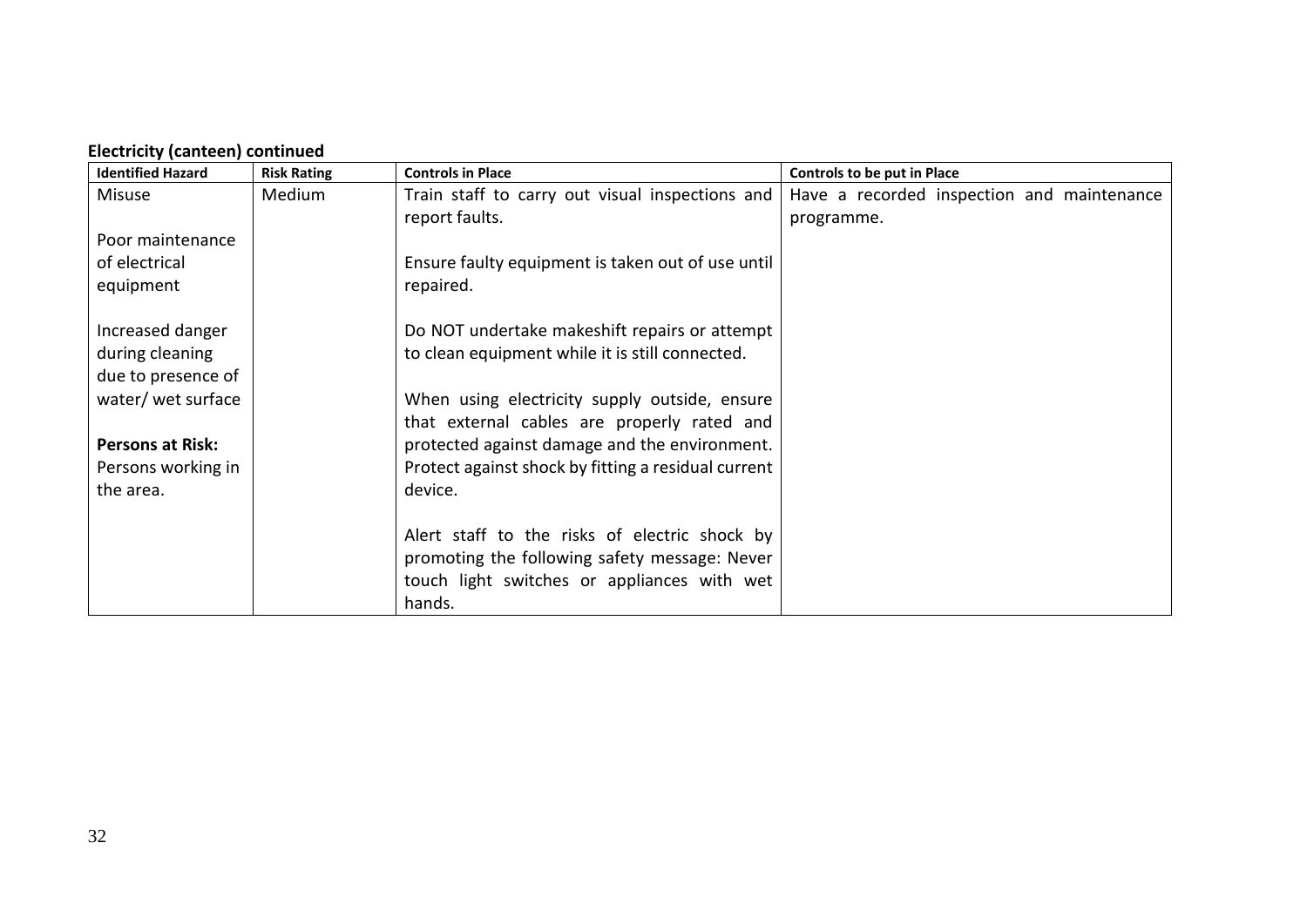**Electricity (canteen) continued**

| Identified Hazard | Risk Rating | Controls in Place | Controls to be put in Place |
| --- | --- | --- | --- |
| Misuse<br><br>Poor maintenance of electrical equipment<br><br>Increased danger during cleaning due to presence of water/ wet surface<br><br>**Persons at Risk:**<br>Persons working in the area. | Medium | Train staff to carry out visual inspections and report faults.<br><br>Ensure faulty equipment is taken out of use until repaired.<br><br>Do NOT undertake makeshift repairs or attempt to clean equipment while it is still connected.<br><br>When using electricity supply outside, ensure that external cables are properly rated and protected against damage and the environment. Protect against shock by fitting a residual current device.<br><br>Alert staff to the risks of electric shock by promoting the following safety message: Never touch light switches or appliances with wet hands. | Have a recorded inspection and maintenance programme. |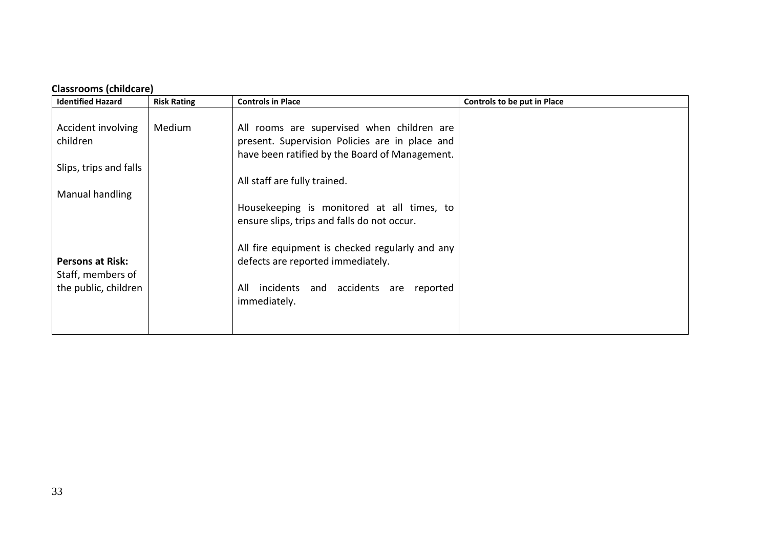**Classrooms (childcare)**

| Identified Hazard | Risk Rating | Controls in Place | Controls to be put in Place |
|---|---|---|---|
| Accident involving children<br><br>Slips, trips and falls<br><br>Manual handling<br><br>**Persons at Risk:**<br>Staff, members of the public, children | Medium | All rooms are supervised when children are present. Supervision Policies are in place and have been ratified by the Board of Management.<br><br>All staff are fully trained.<br><br>Housekeeping is monitored at all times, to ensure slips, trips and falls do not occur.<br><br>All fire equipment is checked regularly and any defects are reported immediately.<br><br>All incidents and accidents are reported immediately. | |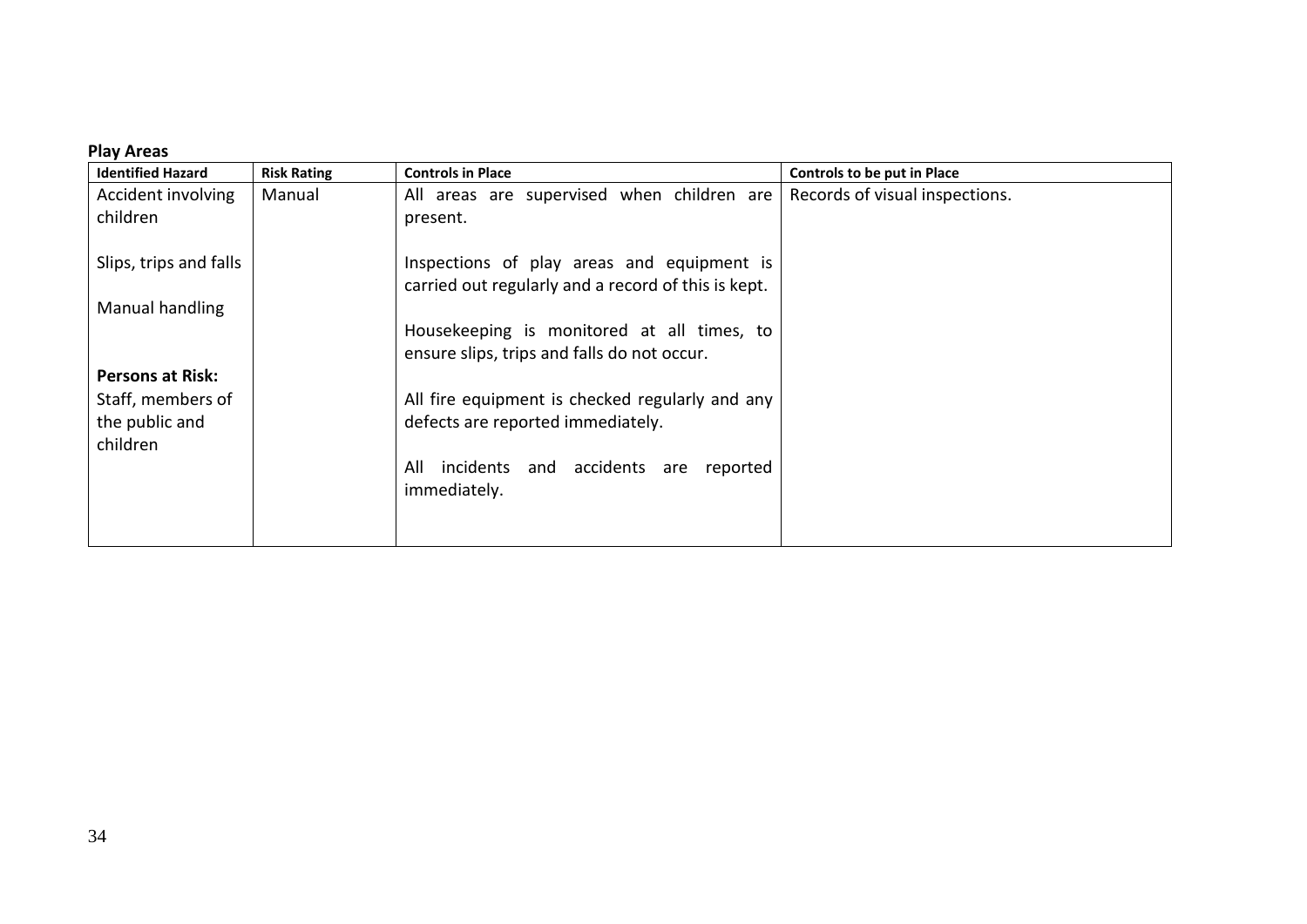**Play Areas**

| Identified Hazard | Risk Rating | Controls in Place | Controls to be put in Place |
|---|---|---|---|
| Accident involving children<br><br>Slips, trips and falls<br><br>Manual handling<br><br>**Persons at Risk:**<br>Staff, members of the public and children | Manual | All areas are supervised when children are present.<br><br>Inspections of play areas and equipment is carried out regularly and a record of this is kept.<br><br>Housekeeping is monitored at all times, to ensure slips, trips and falls do not occur.<br><br>All fire equipment is checked regularly and any defects are reported immediately.<br><br>All incidents and accidents are reported immediately. | Records of visual inspections. |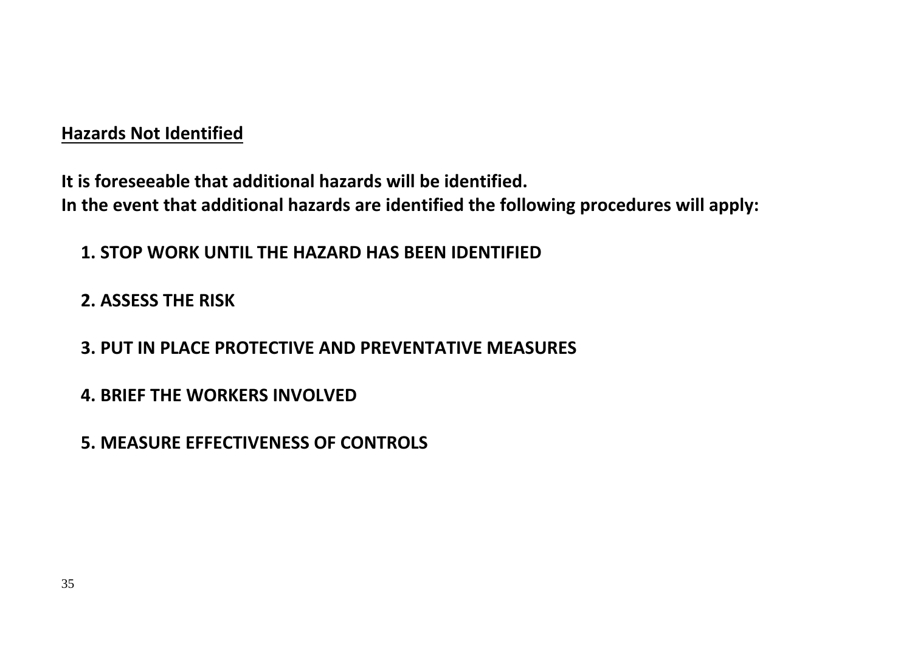## Hazards Not Identified

**It is foreseeable that additional hazards will be identified.**
**In the event that additional hazards are identified the following procedures will apply:**

**1. STOP WORK UNTIL THE HAZARD HAS BEEN IDENTIFIED**

**2. ASSESS THE RISK**

**3. PUT IN PLACE PROTECTIVE AND PREVENTATIVE MEASURES**

**4. BRIEF THE WORKERS INVOLVED**

**5. MEASURE EFFECTIVENESS OF CONTROLS**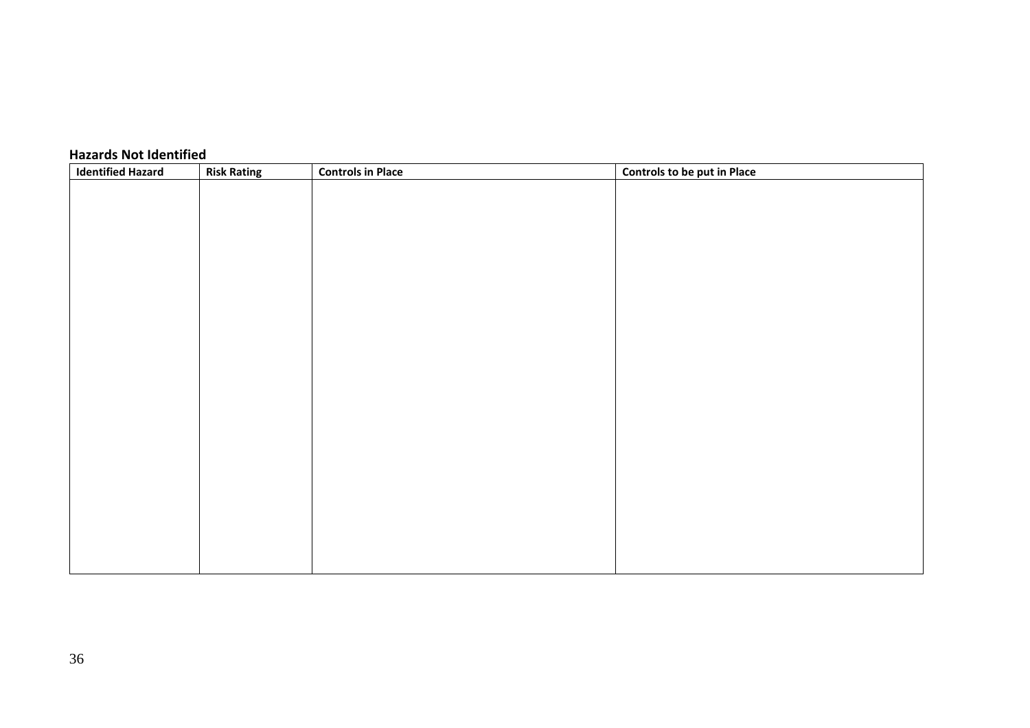**Hazards Not Identified**

| Identified Hazard | Risk Rating | Controls in Place | Controls to be put in Place |
|---|---|---|---|
| | | | |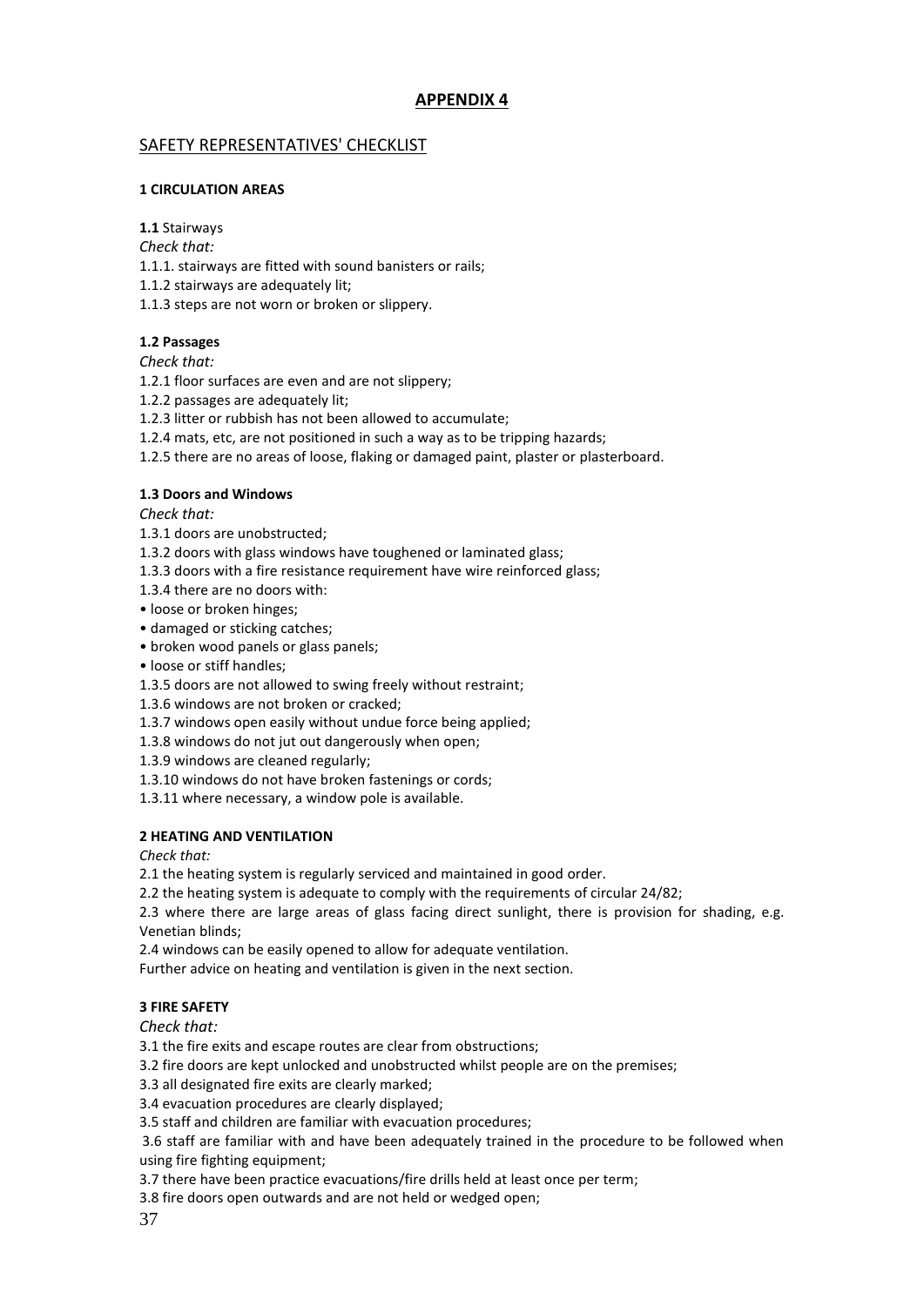## APPENDIX 4

### SAFETY REPRESENTATIVES' CHECKLIST

**1 CIRCULATION AREAS**

**1.1** Stairways

*Check that:*

1.1.1. stairways are fitted with sound banisters or rails;

1.1.2 stairways are adequately lit;

1.1.3 steps are not worn or broken or slippery.

**1.2 Passages**

*Check that:*

1.2.1 floor surfaces are even and are not slippery;

1.2.2 passages are adequately lit;

1.2.3 litter or rubbish has not been allowed to accumulate;

1.2.4 mats, etc, are not positioned in such a way as to be tripping hazards;

1.2.5 there are no areas of loose, flaking or damaged paint, plaster or plasterboard.

**1.3 Doors and Windows**

*Check that:*

1.3.1 doors are unobstructed;

1.3.2 doors with glass windows have toughened or laminated glass;

1.3.3 doors with a fire resistance requirement have wire reinforced glass;

1.3.4 there are no doors with:

- loose or broken hinges;
- damaged or sticking catches;
- broken wood panels or glass panels;
- loose or stiff handles;

1.3.5 doors are not allowed to swing freely without restraint;

1.3.6 windows are not broken or cracked;

1.3.7 windows open easily without undue force being applied;

1.3.8 windows do not jut out dangerously when open;

1.3.9 windows are cleaned regularly;

1.3.10 windows do not have broken fastenings or cords;

1.3.11 where necessary, a window pole is available.

**2 HEATING AND VENTILATION**

*Check that:*

2.1 the heating system is regularly serviced and maintained in good order.

2.2 the heating system is adequate to comply with the requirements of circular 24/82;

2.3 where there are large areas of glass facing direct sunlight, there is provision for shading, e.g. Venetian blinds;

2.4 windows can be easily opened to allow for adequate ventilation.

Further advice on heating and ventilation is given in the next section.

**3 FIRE SAFETY**

*Check that:*

3.1 the fire exits and escape routes are clear from obstructions;

3.2 fire doors are kept unlocked and unobstructed whilst people are on the premises;

3.3 all designated fire exits are clearly marked;

3.4 evacuation procedures are clearly displayed;

3.5 staff and children are familiar with evacuation procedures;

3.6 staff are familiar with and have been adequately trained in the procedure to be followed when using fire fighting equipment;

3.7 there have been practice evacuations/fire drills held at least once per term;

3.8 fire doors open outwards and are not held or wedged open;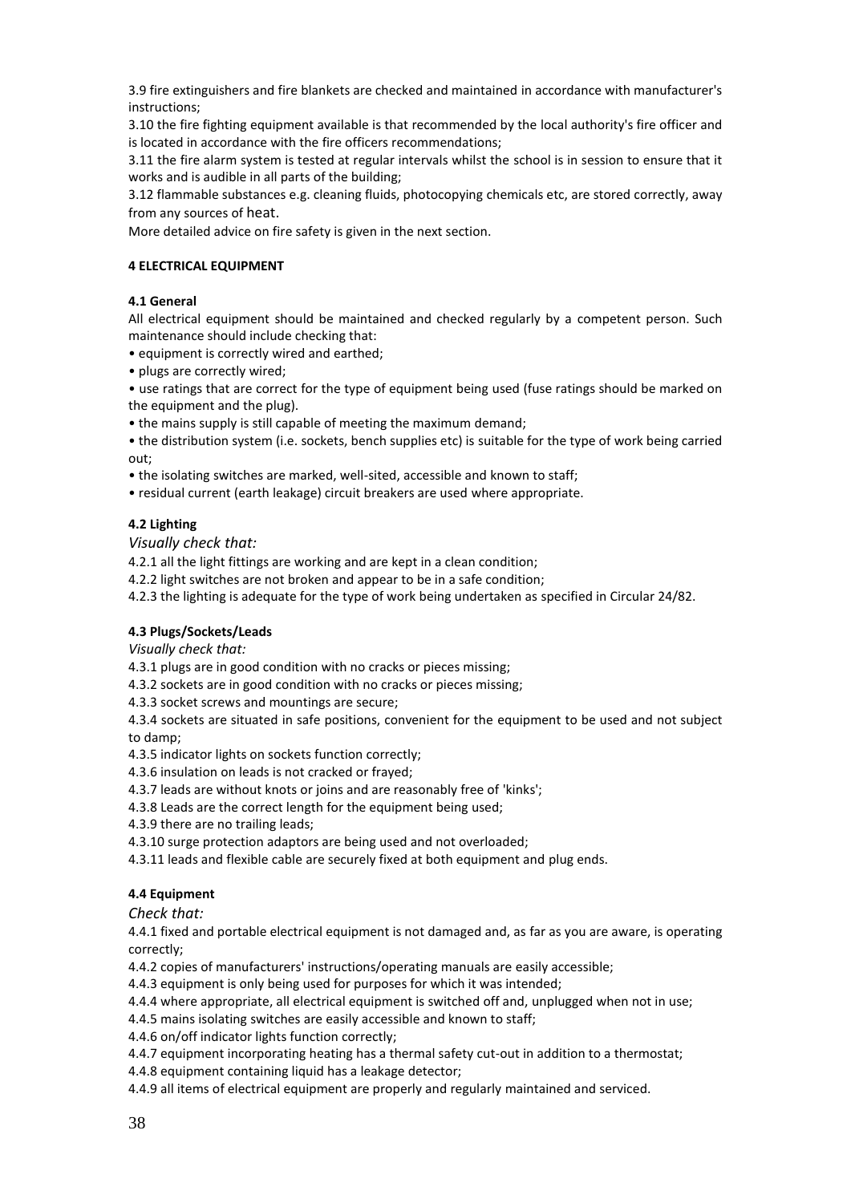3.9 fire extinguishers and fire blankets are checked and maintained in accordance with manufacturer's instructions;

3.10 the fire fighting equipment available is that recommended by the local authority's fire officer and is located in accordance with the fire officers recommendations;

3.11 the fire alarm system is tested at regular intervals whilst the school is in session to ensure that it works and is audible in all parts of the building;

3.12 flammable substances e.g. cleaning fluids, photocopying chemicals etc, are stored correctly, away from any sources of heat.

More detailed advice on fire safety is given in the next section.

## 4 ELECTRICAL EQUIPMENT

### 4.1 General

All electrical equipment should be maintained and checked regularly by a competent person. Such maintenance should include checking that:

- equipment is correctly wired and earthed;
- plugs are correctly wired;
- use ratings that are correct for the type of equipment being used (fuse ratings should be marked on the equipment and the plug).
- the mains supply is still capable of meeting the maximum demand;
- the distribution system (i.e. sockets, bench supplies etc) is suitable for the type of work being carried out;
- the isolating switches are marked, well-sited, accessible and known to staff;
- residual current (earth leakage) circuit breakers are used where appropriate.

### 4.2 Lighting

*Visually check that:*

4.2.1 all the light fittings are working and are kept in a clean condition;

4.2.2 light switches are not broken and appear to be in a safe condition;

4.2.3 the lighting is adequate for the type of work being undertaken as specified in Circular 24/82.

### 4.3 Plugs/Sockets/Leads

*Visually check that:*

4.3.1 plugs are in good condition with no cracks or pieces missing;

4.3.2 sockets are in good condition with no cracks or pieces missing;

4.3.3 socket screws and mountings are secure;

4.3.4 sockets are situated in safe positions, convenient for the equipment to be used and not subject to damp;

4.3.5 indicator lights on sockets function correctly;

4.3.6 insulation on leads is not cracked or frayed;

4.3.7 leads are without knots or joins and are reasonably free of 'kinks';

4.3.8 Leads are the correct length for the equipment being used;

4.3.9 there are no trailing leads;

4.3.10 surge protection adaptors are being used and not overloaded;

4.3.11 leads and flexible cable are securely fixed at both equipment and plug ends.

### 4.4 Equipment

*Check that:*

4.4.1 fixed and portable electrical equipment is not damaged and, as far as you are aware, is operating correctly;

4.4.2 copies of manufacturers' instructions/operating manuals are easily accessible;

4.4.3 equipment is only being used for purposes for which it was intended;

4.4.4 where appropriate, all electrical equipment is switched off and, unplugged when not in use;

4.4.5 mains isolating switches are easily accessible and known to staff;

4.4.6 on/off indicator lights function correctly;

4.4.7 equipment incorporating heating has a thermal safety cut-out in addition to a thermostat;

4.4.8 equipment containing liquid has a leakage detector;

4.4.9 all items of electrical equipment are properly and regularly maintained and serviced.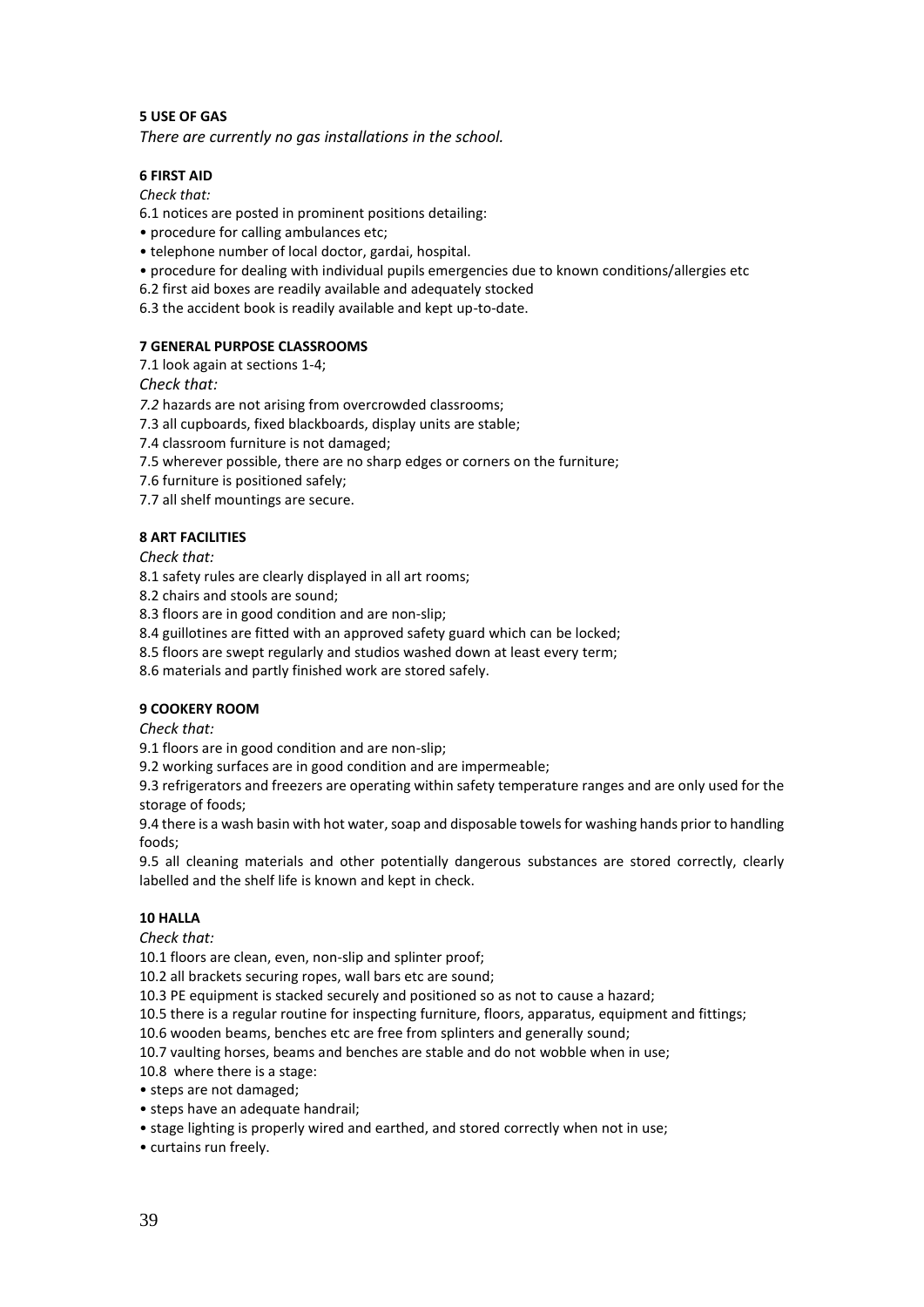**5 USE OF GAS**

*There are currently no gas installations in the school.*

**6 FIRST AID**

*Check that:*

6.1 notices are posted in prominent positions detailing:

- procedure for calling ambulances etc;
- telephone number of local doctor, gardai, hospital.
- procedure for dealing with individual pupils emergencies due to known conditions/allergies etc

6.2 first aid boxes are readily available and adequately stocked

6.3 the accident book is readily available and kept up-to-date.

**7 GENERAL PURPOSE CLASSROOMS**

7.1 look again at sections 1-4;

*Check that:*

*7.2* hazards are not arising from overcrowded classrooms;

7.3 all cupboards, fixed blackboards, display units are stable;

7.4 classroom furniture is not damaged;

7.5 wherever possible, there are no sharp edges or corners on the furniture;

7.6 furniture is positioned safely;

7.7 all shelf mountings are secure.

**8 ART FACILITIES**

*Check that:*

8.1 safety rules are clearly displayed in all art rooms;

8.2 chairs and stools are sound;

8.3 floors are in good condition and are non-slip;

8.4 guillotines are fitted with an approved safety guard which can be locked;

8.5 floors are swept regularly and studios washed down at least every term;

8.6 materials and partly finished work are stored safely.

**9 COOKERY ROOM**

*Check that:*

9.1 floors are in good condition and are non-slip;

9.2 working surfaces are in good condition and are impermeable;

9.3 refrigerators and freezers are operating within safety temperature ranges and are only used for the storage of foods;

9.4 there is a wash basin with hot water, soap and disposable towels for washing hands prior to handling foods;

9.5 all cleaning materials and other potentially dangerous substances are stored correctly, clearly labelled and the shelf life is known and kept in check.

**10 HALLA**

*Check that:*

10.1 floors are clean, even, non-slip and splinter proof;

10.2 all brackets securing ropes, wall bars etc are sound;

10.3 PE equipment is stacked securely and positioned so as not to cause a hazard;

10.5 there is a regular routine for inspecting furniture, floors, apparatus, equipment and fittings;

10.6 wooden beams, benches etc are free from splinters and generally sound;

10.7 vaulting horses, beams and benches are stable and do not wobble when in use;

10.8 where there is a stage:

- steps are not damaged;
- steps have an adequate handrail;
- stage lighting is properly wired and earthed, and stored correctly when not in use;
- curtains run freely.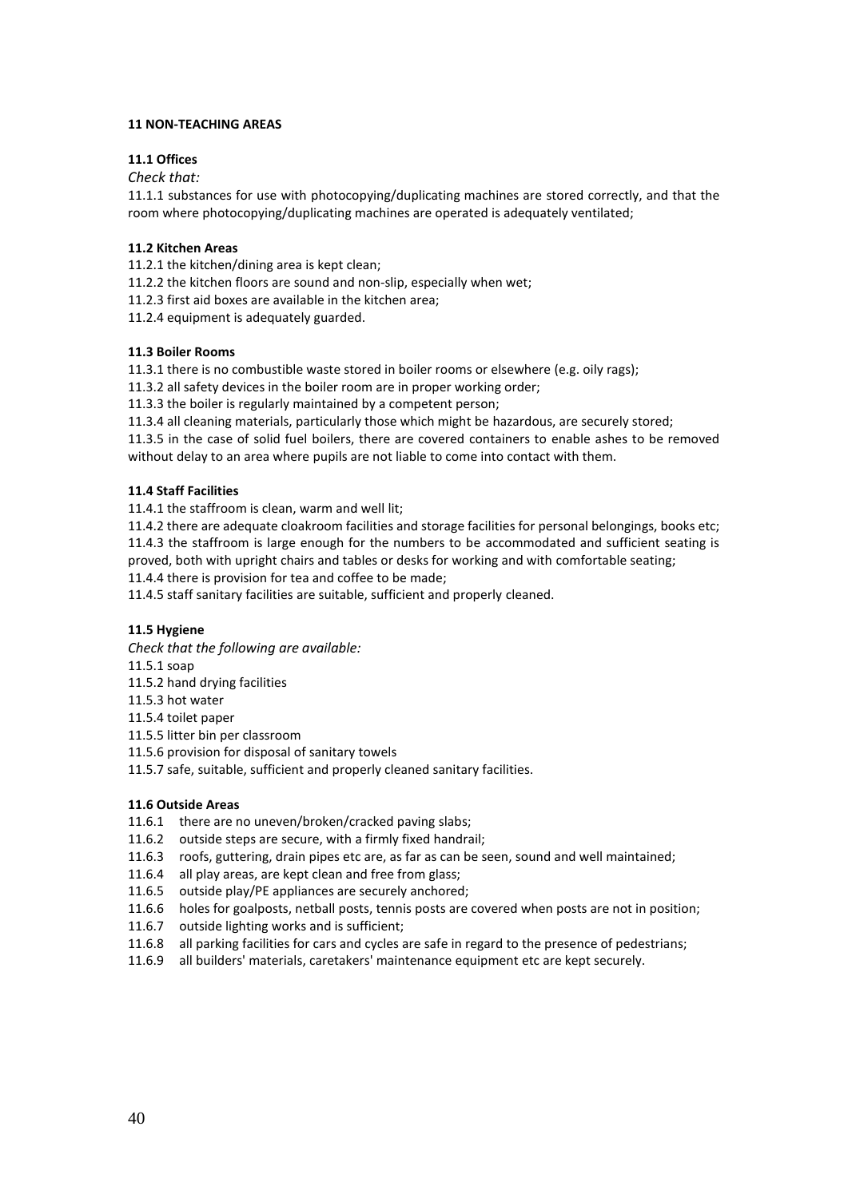**11 NON-TEACHING AREAS**

**11.1 Offices**

*Check that:*

11.1.1 substances for use with photocopying/duplicating machines are stored correctly, and that the room where photocopying/duplicating machines are operated is adequately ventilated;

**11.2 Kitchen Areas**

11.2.1 the kitchen/dining area is kept clean;

11.2.2 the kitchen floors are sound and non-slip, especially when wet;

11.2.3 first aid boxes are available in the kitchen area;

11.2.4 equipment is adequately guarded.

**11.3 Boiler Rooms**

11.3.1 there is no combustible waste stored in boiler rooms or elsewhere (e.g. oily rags);

11.3.2 all safety devices in the boiler room are in proper working order;

11.3.3 the boiler is regularly maintained by a competent person;

11.3.4 all cleaning materials, particularly those which might be hazardous, are securely stored;

11.3.5 in the case of solid fuel boilers, there are covered containers to enable ashes to be removed without delay to an area where pupils are not liable to come into contact with them.

**11.4 Staff Facilities**

11.4.1 the staffroom is clean, warm and well lit;

11.4.2 there are adequate cloakroom facilities and storage facilities for personal belongings, books etc;

11.4.3 the staffroom is large enough for the numbers to be accommodated and sufficient seating is proved, both with upright chairs and tables or desks for working and with comfortable seating;

11.4.4 there is provision for tea and coffee to be made;

11.4.5 staff sanitary facilities are suitable, sufficient and properly cleaned.

**11.5 Hygiene**

*Check that the following are available:*

11.5.1 soap

11.5.2 hand drying facilities

11.5.3 hot water

11.5.4 toilet paper

11.5.5 litter bin per classroom

11.5.6 provision for disposal of sanitary towels

11.5.7 safe, suitable, sufficient and properly cleaned sanitary facilities.

**11.6 Outside Areas**

11.6.1 there are no uneven/broken/cracked paving slabs;

11.6.2 outside steps are secure, with a firmly fixed handrail;

11.6.3 roofs, guttering, drain pipes etc are, as far as can be seen, sound and well maintained;

11.6.4 all play areas, are kept clean and free from glass;

11.6.5 outside play/PE appliances are securely anchored;

11.6.6 holes for goalposts, netball posts, tennis posts are covered when posts are not in position;

11.6.7 outside lighting works and is sufficient;

11.6.8 all parking facilities for cars and cycles are safe in regard to the presence of pedestrians;

11.6.9 all builders' materials, caretakers' maintenance equipment etc are kept securely.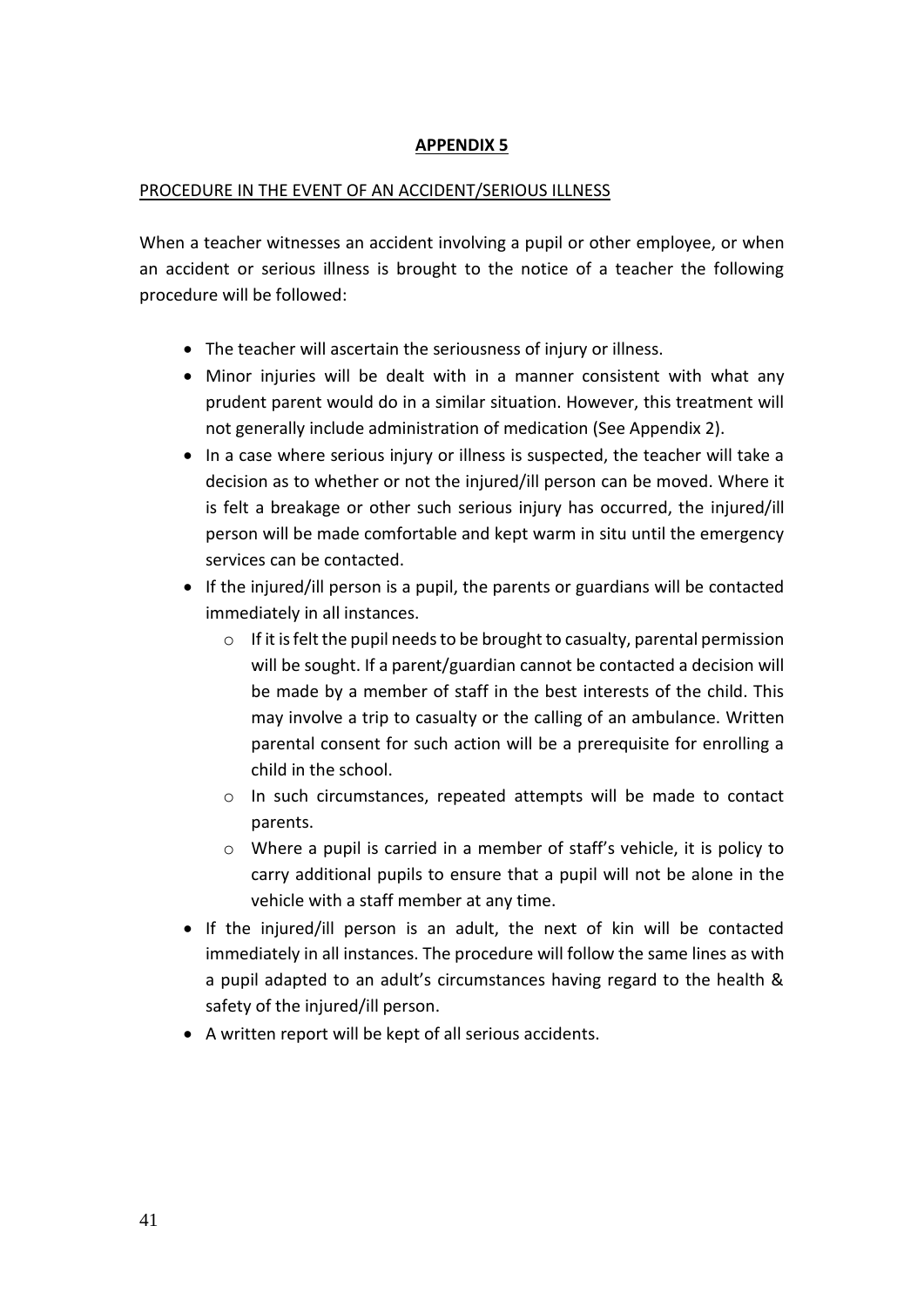## APPENDIX 5

PROCEDURE IN THE EVENT OF AN ACCIDENT/SERIOUS ILLNESS

When a teacher witnesses an accident involving a pupil or other employee, or when an accident or serious illness is brought to the notice of a teacher the following procedure will be followed:

- The teacher will ascertain the seriousness of injury or illness.
- Minor injuries will be dealt with in a manner consistent with what any prudent parent would do in a similar situation. However, this treatment will not generally include administration of medication (See Appendix 2).
- In a case where serious injury or illness is suspected, the teacher will take a decision as to whether or not the injured/ill person can be moved. Where it is felt a breakage or other such serious injury has occurred, the injured/ill person will be made comfortable and kept warm in situ until the emergency services can be contacted.
- If the injured/ill person is a pupil, the parents or guardians will be contacted immediately in all instances.
    - If it is felt the pupil needs to be brought to casualty, parental permission will be sought. If a parent/guardian cannot be contacted a decision will be made by a member of staff in the best interests of the child. This may involve a trip to casualty or the calling of an ambulance. Written parental consent for such action will be a prerequisite for enrolling a child in the school.
    - In such circumstances, repeated attempts will be made to contact parents.
    - Where a pupil is carried in a member of staff's vehicle, it is policy to carry additional pupils to ensure that a pupil will not be alone in the vehicle with a staff member at any time.
- If the injured/ill person is an adult, the next of kin will be contacted immediately in all instances. The procedure will follow the same lines as with a pupil adapted to an adult's circumstances having regard to the health & safety of the injured/ill person.
- A written report will be kept of all serious accidents.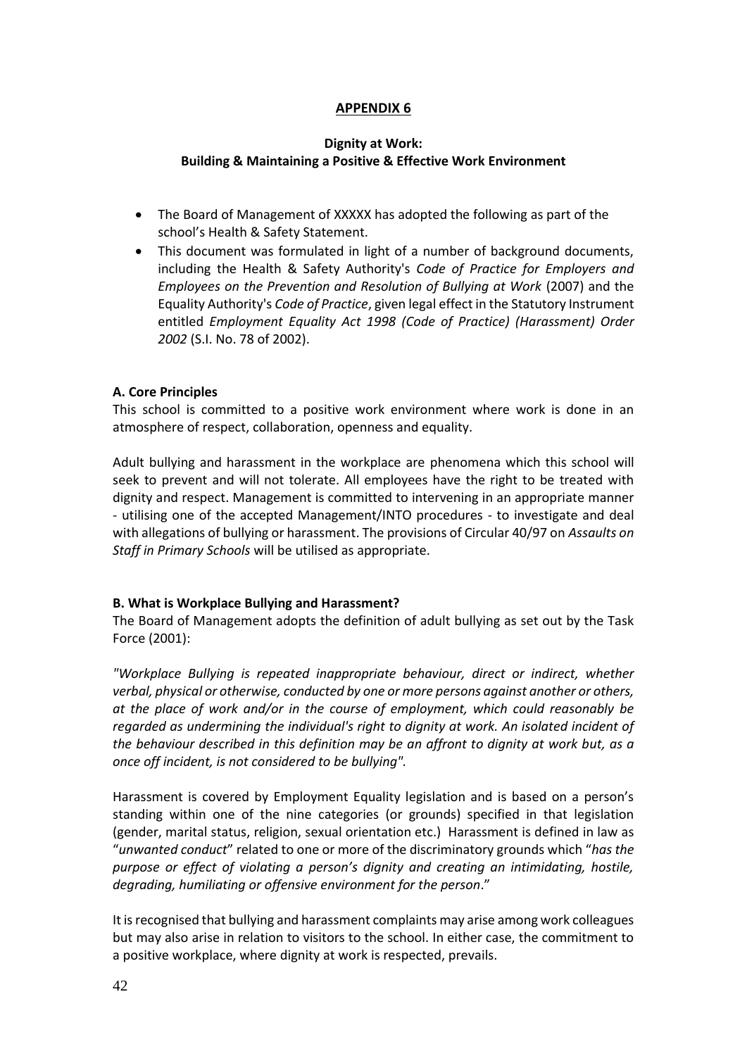## APPENDIX 6

**Dignity at Work:**
**Building & Maintaining a Positive & Effective Work Environment**

- The Board of Management of XXXXX has adopted the following as part of the school's Health & Safety Statement.
- This document was formulated in light of a number of background documents, including the Health & Safety Authority's *Code of Practice for Employers and Employees on the Prevention and Resolution of Bullying at Work* (2007) and the Equality Authority's *Code of Practice*, given legal effect in the Statutory Instrument entitled *Employment Equality Act 1998 (Code of Practice) (Harassment) Order 2002* (S.I. No. 78 of 2002).

### A. Core Principles

This school is committed to a positive work environment where work is done in an atmosphere of respect, collaboration, openness and equality.

Adult bullying and harassment in the workplace are phenomena which this school will seek to prevent and will not tolerate. All employees have the right to be treated with dignity and respect. Management is committed to intervening in an appropriate manner - utilising one of the accepted Management/INTO procedures - to investigate and deal with allegations of bullying or harassment. The provisions of Circular 40/97 on *Assaults on Staff in Primary Schools* will be utilised as appropriate.

### B. What is Workplace Bullying and Harassment?

The Board of Management adopts the definition of adult bullying as set out by the Task Force (2001):

*"Workplace Bullying is repeated inappropriate behaviour, direct or indirect, whether verbal, physical or otherwise, conducted by one or more persons against another or others, at the place of work and/or in the course of employment, which could reasonably be regarded as undermining the individual's right to dignity at work. An isolated incident of the behaviour described in this definition may be an affront to dignity at work but, as a once off incident, is not considered to be bullying".*

Harassment is covered by Employment Equality legislation and is based on a person's standing within one of the nine categories (or grounds) specified in that legislation (gender, marital status, religion, sexual orientation etc.) Harassment is defined in law as "*unwanted conduct*" related to one or more of the discriminatory grounds which "*has the purpose or effect of violating a person's dignity and creating an intimidating, hostile, degrading, humiliating or offensive environment for the person*."

It is recognised that bullying and harassment complaints may arise among work colleagues but may also arise in relation to visitors to the school. In either case, the commitment to a positive workplace, where dignity at work is respected, prevails.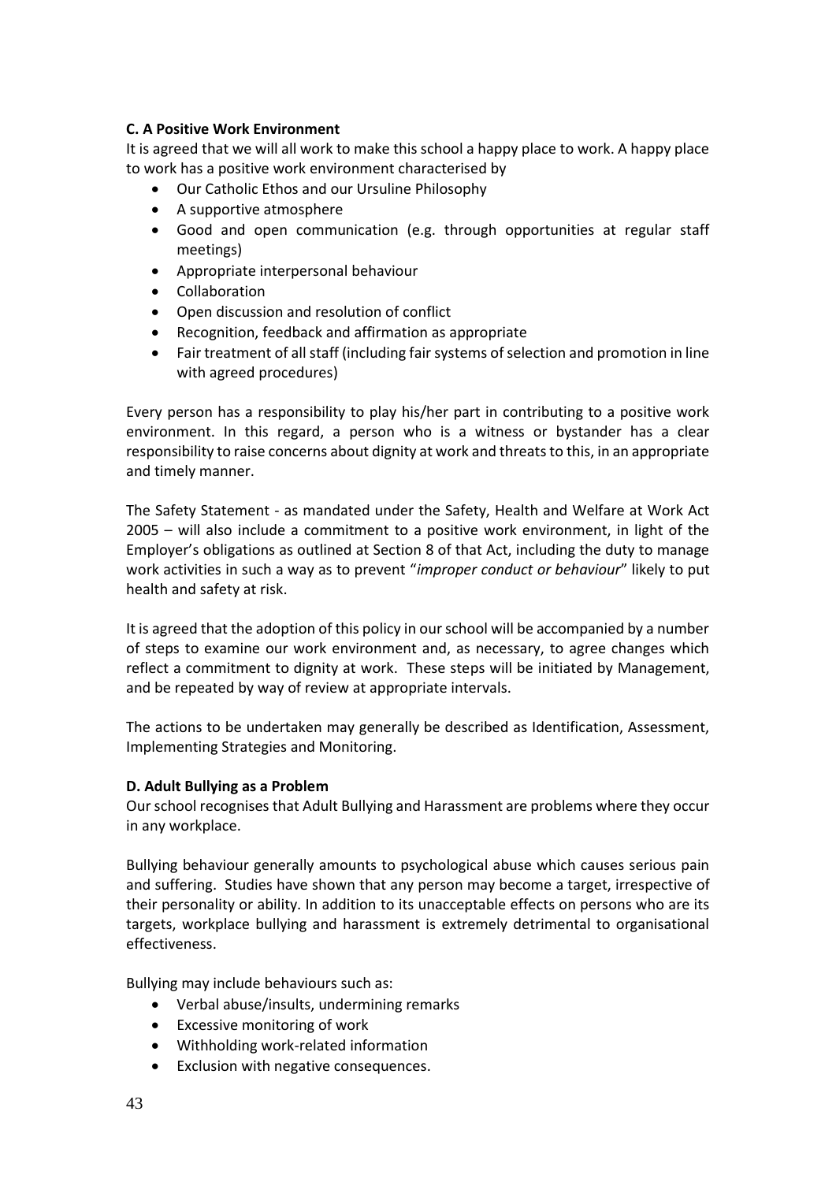**C. A Positive Work Environment**

It is agreed that we will all work to make this school a happy place to work. A happy place to work has a positive work environment characterised by

- Our Catholic Ethos and our Ursuline Philosophy
- A supportive atmosphere
- Good and open communication (e.g. through opportunities at regular staff meetings)
- Appropriate interpersonal behaviour
- Collaboration
- Open discussion and resolution of conflict
- Recognition, feedback and affirmation as appropriate
- Fair treatment of all staff (including fair systems of selection and promotion in line with agreed procedures)

Every person has a responsibility to play his/her part in contributing to a positive work environment. In this regard, a person who is a witness or bystander has a clear responsibility to raise concerns about dignity at work and threats to this, in an appropriate and timely manner.

The Safety Statement - as mandated under the Safety, Health and Welfare at Work Act 2005 – will also include a commitment to a positive work environment, in light of the Employer's obligations as outlined at Section 8 of that Act, including the duty to manage work activities in such a way as to prevent "*improper conduct or behaviour*" likely to put health and safety at risk.

It is agreed that the adoption of this policy in our school will be accompanied by a number of steps to examine our work environment and, as necessary, to agree changes which reflect a commitment to dignity at work. These steps will be initiated by Management, and be repeated by way of review at appropriate intervals.

The actions to be undertaken may generally be described as Identification, Assessment, Implementing Strategies and Monitoring.

**D. Adult Bullying as a Problem**

Our school recognises that Adult Bullying and Harassment are problems where they occur in any workplace.

Bullying behaviour generally amounts to psychological abuse which causes serious pain and suffering. Studies have shown that any person may become a target, irrespective of their personality or ability. In addition to its unacceptable effects on persons who are its targets, workplace bullying and harassment is extremely detrimental to organisational effectiveness.

Bullying may include behaviours such as:

- Verbal abuse/insults, undermining remarks
- Excessive monitoring of work
- Withholding work-related information
- Exclusion with negative consequences.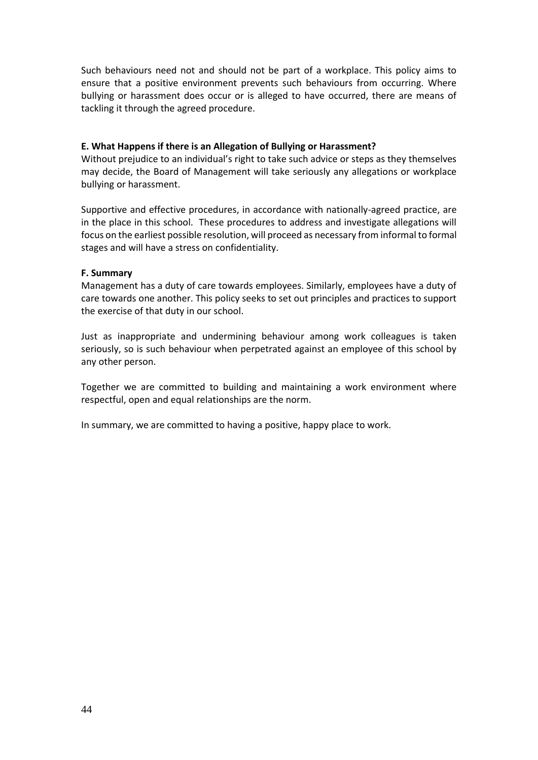Such behaviours need not and should not be part of a workplace. This policy aims to ensure that a positive environment prevents such behaviours from occurring. Where bullying or harassment does occur or is alleged to have occurred, there are means of tackling it through the agreed procedure.

**E. What Happens if there is an Allegation of Bullying or Harassment?**

Without prejudice to an individual's right to take such advice or steps as they themselves may decide, the Board of Management will take seriously any allegations or workplace bullying or harassment.

Supportive and effective procedures, in accordance with nationally-agreed practice, are in the place in this school. These procedures to address and investigate allegations will focus on the earliest possible resolution, will proceed as necessary from informal to formal stages and will have a stress on confidentiality.

**F. Summary**

Management has a duty of care towards employees. Similarly, employees have a duty of care towards one another. This policy seeks to set out principles and practices to support the exercise of that duty in our school.

Just as inappropriate and undermining behaviour among work colleagues is taken seriously, so is such behaviour when perpetrated against an employee of this school by any other person.

Together we are committed to building and maintaining a work environment where respectful, open and equal relationships are the norm.

In summary, we are committed to having a positive, happy place to work.